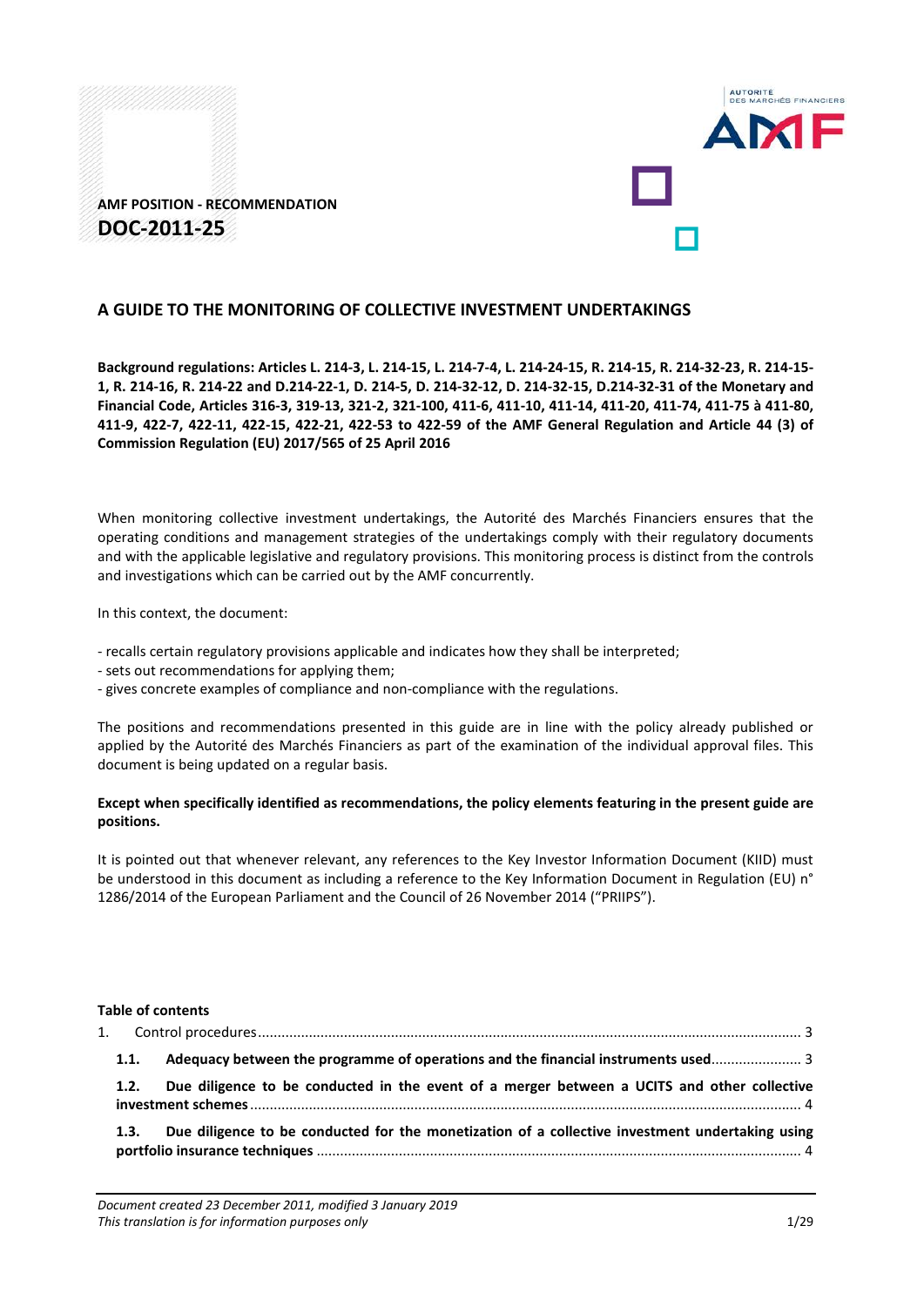AMF POSITION - RECOMMENDATION

**DOC-2011-25**

# A GUIDE TO THE MONITORING OF COLLECTIVE INVESTMENT UNDERTAKINGS

**Background regulations: Articles L. 214-3, L. 214-15, L. 214-7-4, L. 214-24-15, R. 214-15, R. 214-32-23, R. 214-15-1, R. 214-16, R. 214-22 and D.214-22-1, D. 214-5, D. 214-32-12, D. 214-32-15, D.214-32-31 of the Monetary and Financial Code, Articles 316-3, 319-13, 321-2, 321-100, 411-6, 411-10, 411-14, 411-20, 411-74, 411-75 à 411-80, 411-9, 422-7, 422-11, 422-15, 422-21, 422-53 to 422-59 of the AMF General Regulation and Article 44 (3) of Commission Regulation (EU) 2017/565 of 25 April 2016**

When monitoring collective investment undertakings, the Autorité des Marchés Financiers ensures that the operating conditions and management strategies of the undertakings comply with their regulatory documents and with the applicable legislative and regulatory provisions. This monitoring process is distinct from the controls and investigations which can be carried out by the AMF concurrently.

In this context, the document:

- recalls certain regulatory provisions applicable and indicates how they shall be interpreted;
- sets out recommendations for applying them;
- gives concrete examples of compliance and non-compliance with the regulations.

The positions and recommendations presented in this guide are in line with the policy already published or applied by the Autorité des Marchés Financiers as part of the examination of the individual approval files. This document is being updated on a regular basis.

**Except when specifically identified as recommendations, the policy elements featuring in the present guide are positions.**

It is pointed out that whenever relevant, any references to the Key Investor Information Document (KIID) must be understood in this document as including a reference to the Key Information Document in Regulation (EU) n° 1286/2014 of the European Parliament and the Council of 26 November 2014 ("PRIIPS").

**Table of contents**

1. Control procedures ........................................................................ 3
   - **1.1. Adequacy between the programme of operations and the financial instruments used** ........................ 3
   - **1.2. Due diligence to be conducted in the event of a merger between a UCITS and other collective investment schemes** ........................................................................ 4
   - **1.3. Due diligence to be conducted for the monetization of a collective investment undertaking using portfolio insurance techniques** ........................................................................ 4

*Document created 23 December 2011, modified 3 January 2019*
*This translation is for information purposes only*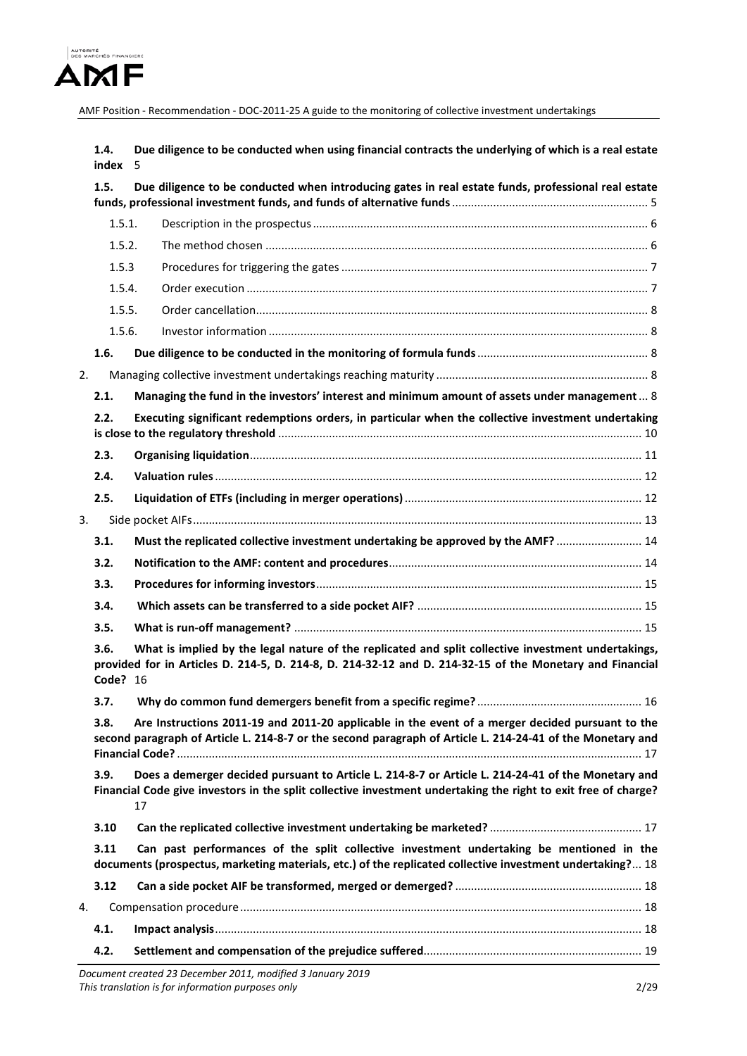**1.4. Due diligence to be conducted when using financial contracts the underlying of which is a real estate index** 5

**1.5. Due diligence to be conducted when introducing gates in real estate funds, professional real estate funds, professional investment funds, and funds of alternative funds** ..... 5

1.5.1. Description in the prospectus ..... 6

1.5.2. The method chosen ..... 6

1.5.3 Procedures for triggering the gates ..... 7

1.5.4. Order execution ..... 7

1.5.5. Order cancellation ..... 8

1.5.6. Investor information ..... 8

**1.6. Due diligence to be conducted in the monitoring of formula funds** ..... 8

2. Managing collective investment undertakings reaching maturity ..... 8

**2.1. Managing the fund in the investors' interest and minimum amount of assets under management** ..... 8

**2.2. Executing significant redemptions orders, in particular when the collective investment undertaking is close to the regulatory threshold** ..... 10

**2.3. Organising liquidation** ..... 11

**2.4. Valuation rules** ..... 12

**2.5. Liquidation of ETFs (including in merger operations)** ..... 12

3. Side pocket AIFs ..... 13

**3.1. Must the replicated collective investment undertaking be approved by the AMF?** ..... 14

**3.2. Notification to the AMF: content and procedures** ..... 14

**3.3. Procedures for informing investors** ..... 15

**3.4. Which assets can be transferred to a side pocket AIF?** ..... 15

**3.5. What is run-off management?** ..... 15

**3.6. What is implied by the legal nature of the replicated and split collective investment undertakings, provided for in Articles D. 214-5, D. 214-8, D. 214-32-12 and D. 214-32-15 of the Monetary and Financial Code?** 16

**3.7. Why do common fund demergers benefit from a specific regime?** ..... 16

**3.8. Are Instructions 2011-19 and 2011-20 applicable in the event of a merger decided pursuant to the second paragraph of Article L. 214-8-7 or the second paragraph of Article L. 214-24-41 of the Monetary and Financial Code?** ..... 17

**3.9. Does a demerger decided pursuant to Article L. 214-8-7 or Article L. 214-24-41 of the Monetary and Financial Code give investors in the split collective investment undertaking the right to exit free of charge?** 17

**3.10 Can the replicated collective investment undertaking be marketed?** ..... 17

**3.11 Can past performances of the split collective investment undertaking be mentioned in the documents (prospectus, marketing materials, etc.) of the replicated collective investment undertaking?** ..... 18

**3.12 Can a side pocket AIF be transformed, merged or demerged?** ..... 18

4. Compensation procedure ..... 18

**4.1. Impact analysis** ..... 18

**4.2. Settlement and compensation of the prejudice suffered** ..... 19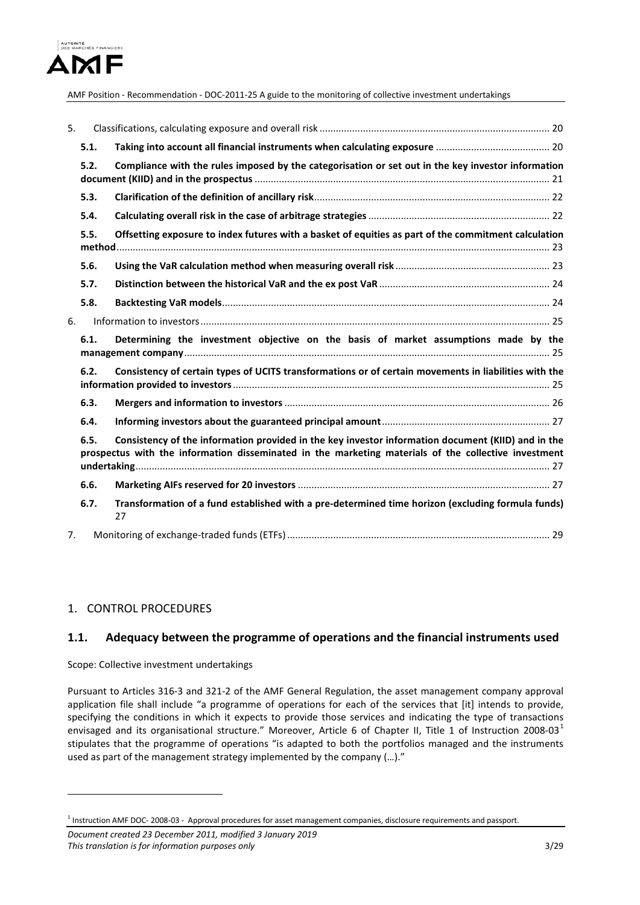5. Classifications, calculating exposure and overall risk .................................................................................. 20

 **5.1. Taking into account all financial instruments when calculating exposure** ......................................... 20

 **5.2. Compliance with the rules imposed by the categorisation or set out in the key investor information document (KIID) and in the prospectus** ........................................................................................................... 21

 **5.3. Clarification of the definition of ancillary risk**...................................................................................... 22

 **5.4. Calculating overall risk in the case of arbitrage strategies** .................................................................. 22

 **5.5. Offsetting exposure to index futures with a basket of equities as part of the commitment calculation method**............................................................................................................................................................ 23

 **5.6. Using the VaR calculation method when measuring overall risk** ........................................................ 23

 **5.7. Distinction between the historical VaR and the ex post VaR** .............................................................. 24

 **5.8. Backtesting VaR models**....................................................................................................................... 24

6. Information to investors ................................................................................................................................ 25

 **6.1. Determining the investment objective on the basis of market assumptions made by the management company**.................................................................................................................................... 25

 **6.2. Consistency of certain types of UCITS transformations or of certain movements in liabilities with the information provided to investors**................................................................................................................. 25

 **6.3. Mergers and information to investors** ................................................................................................ 26

 **6.4. Informing investors about the guaranteed principal amount**............................................................. 27

 **6.5. Consistency of the information provided in the key investor information document (KIID) and in the prospectus with the information disseminated in the marketing materials of the collective investment undertaking**..................................................................................................................................................... 27

 **6.6. Marketing AIFs reserved for 20 investors** ........................................................................................... 27

 **6.7. Transformation of a fund established with a pre-determined time horizon (excluding formula funds)** 27

7. Monitoring of exchange-traded funds (ETFs) ................................................................................................ 29

## 1. CONTROL PROCEDURES

### 1.1. Adequacy between the programme of operations and the financial instruments used

Scope: Collective investment undertakings

Pursuant to Articles 316-3 and 321-2 of the AMF General Regulation, the asset management company approval application file shall include "a programme of operations for each of the services that [it] intends to provide, specifying the conditions in which it expects to provide those services and indicating the type of transactions envisaged and its organisational structure." Moreover, Article 6 of Chapter II, Title 1 of Instruction 2008-03[1] stipulates that the programme of operations "is adapted to both the portfolios managed and the instruments used as part of the management strategy implemented by the company (…)."

[1] Instruction AMF DOC- 2008-03 - Approval procedures for asset management companies, disclosure requirements and passport.

*Document created 23 December 2011, modified 3 January 2019*
*This translation is for information purposes only*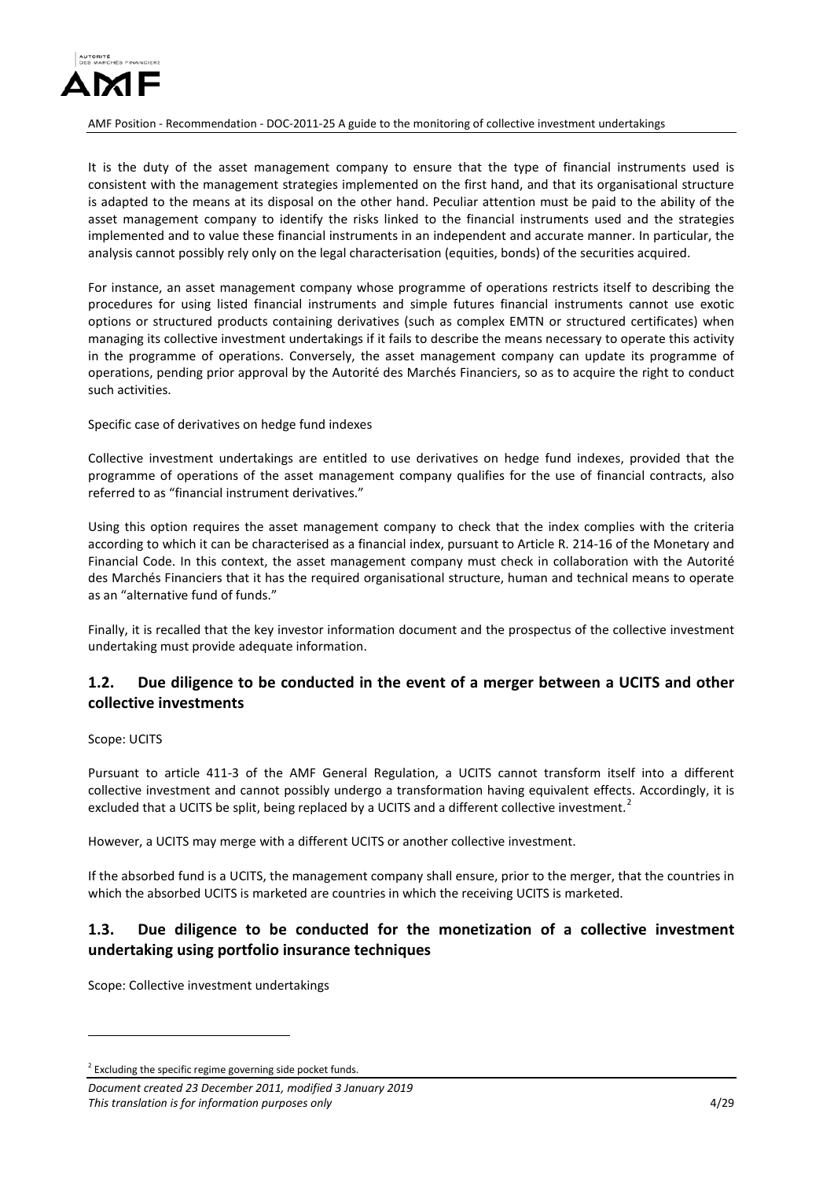It is the duty of the asset management company to ensure that the type of financial instruments used is consistent with the management strategies implemented on the first hand, and that its organisational structure is adapted to the means at its disposal on the other hand. Peculiar attention must be paid to the ability of the asset management company to identify the risks linked to the financial instruments used and the strategies implemented and to value these financial instruments in an independent and accurate manner. In particular, the analysis cannot possibly rely only on the legal characterisation (equities, bonds) of the securities acquired.

For instance, an asset management company whose programme of operations restricts itself to describing the procedures for using listed financial instruments and simple futures financial instruments cannot use exotic options or structured products containing derivatives (such as complex EMTN or structured certificates) when managing its collective investment undertakings if it fails to describe the means necessary to operate this activity in the programme of operations. Conversely, the asset management company can update its programme of operations, pending prior approval by the Autorité des Marchés Financiers, so as to acquire the right to conduct such activities.

Specific case of derivatives on hedge fund indexes

Collective investment undertakings are entitled to use derivatives on hedge fund indexes, provided that the programme of operations of the asset management company qualifies for the use of financial contracts, also referred to as "financial instrument derivatives."

Using this option requires the asset management company to check that the index complies with the criteria according to which it can be characterised as a financial index, pursuant to Article R. 214-16 of the Monetary and Financial Code. In this context, the asset management company must check in collaboration with the Autorité des Marchés Financiers that it has the required organisational structure, human and technical means to operate as an "alternative fund of funds."

Finally, it is recalled that the key investor information document and the prospectus of the collective investment undertaking must provide adequate information.

## 1.2. Due diligence to be conducted in the event of a merger between a UCITS and other collective investments

Scope: UCITS

Pursuant to article 411-3 of the AMF General Regulation, a UCITS cannot transform itself into a different collective investment and cannot possibly undergo a transformation having equivalent effects. Accordingly, it is excluded that a UCITS be split, being replaced by a UCITS and a different collective investment.[2]

However, a UCITS may merge with a different UCITS or another collective investment.

If the absorbed fund is a UCITS, the management company shall ensure, prior to the merger, that the countries in which the absorbed UCITS is marketed are countries in which the receiving UCITS is marketed.

## 1.3. Due diligence to be conducted for the monetization of a collective investment undertaking using portfolio insurance techniques

Scope: Collective investment undertakings

[2] Excluding the specific regime governing side pocket funds.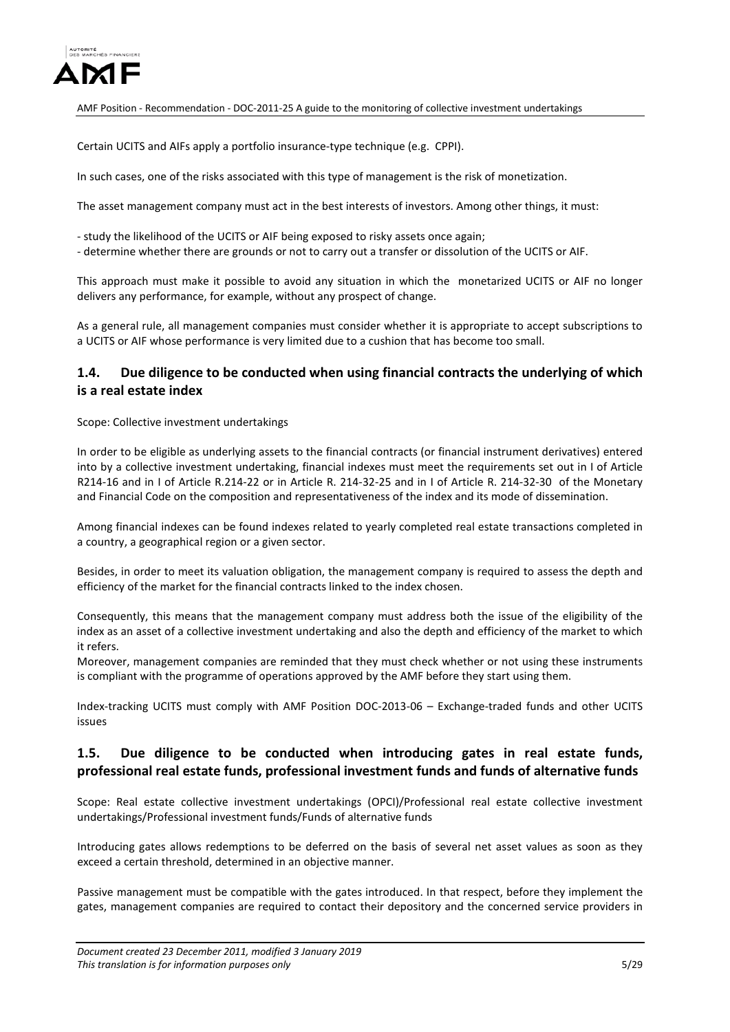Certain UCITS and AIFs apply a portfolio insurance-type technique (e.g. CPPI).

In such cases, one of the risks associated with this type of management is the risk of monetization.

The asset management company must act in the best interests of investors. Among other things, it must:

- study the likelihood of the UCITS or AIF being exposed to risky assets once again;
- determine whether there are grounds or not to carry out a transfer or dissolution of the UCITS or AIF.

This approach must make it possible to avoid any situation in which the monetarized UCITS or AIF no longer delivers any performance, for example, without any prospect of change.

As a general rule, all management companies must consider whether it is appropriate to accept subscriptions to a UCITS or AIF whose performance is very limited due to a cushion that has become too small.

## 1.4. Due diligence to be conducted when using financial contracts the underlying of which is a real estate index

Scope: Collective investment undertakings

In order to be eligible as underlying assets to the financial contracts (or financial instrument derivatives) entered into by a collective investment undertaking, financial indexes must meet the requirements set out in I of Article R214-16 and in I of Article R.214-22 or in Article R. 214-32-25 and in I of Article R. 214-32-30 of the Monetary and Financial Code on the composition and representativeness of the index and its mode of dissemination.

Among financial indexes can be found indexes related to yearly completed real estate transactions completed in a country, a geographical region or a given sector.

Besides, in order to meet its valuation obligation, the management company is required to assess the depth and efficiency of the market for the financial contracts linked to the index chosen.

Consequently, this means that the management company must address both the issue of the eligibility of the index as an asset of a collective investment undertaking and also the depth and efficiency of the market to which it refers.

Moreover, management companies are reminded that they must check whether or not using these instruments is compliant with the programme of operations approved by the AMF before they start using them.

Index-tracking UCITS must comply with AMF Position DOC-2013-06 – Exchange-traded funds and other UCITS issues

## 1.5. Due diligence to be conducted when introducing gates in real estate funds, professional real estate funds, professional investment funds and funds of alternative funds

Scope: Real estate collective investment undertakings (OPCI)/Professional real estate collective investment undertakings/Professional investment funds/Funds of alternative funds

Introducing gates allows redemptions to be deferred on the basis of several net asset values as soon as they exceed a certain threshold, determined in an objective manner.

Passive management must be compatible with the gates introduced. In that respect, before they implement the gates, management companies are required to contact their depository and the concerned service providers in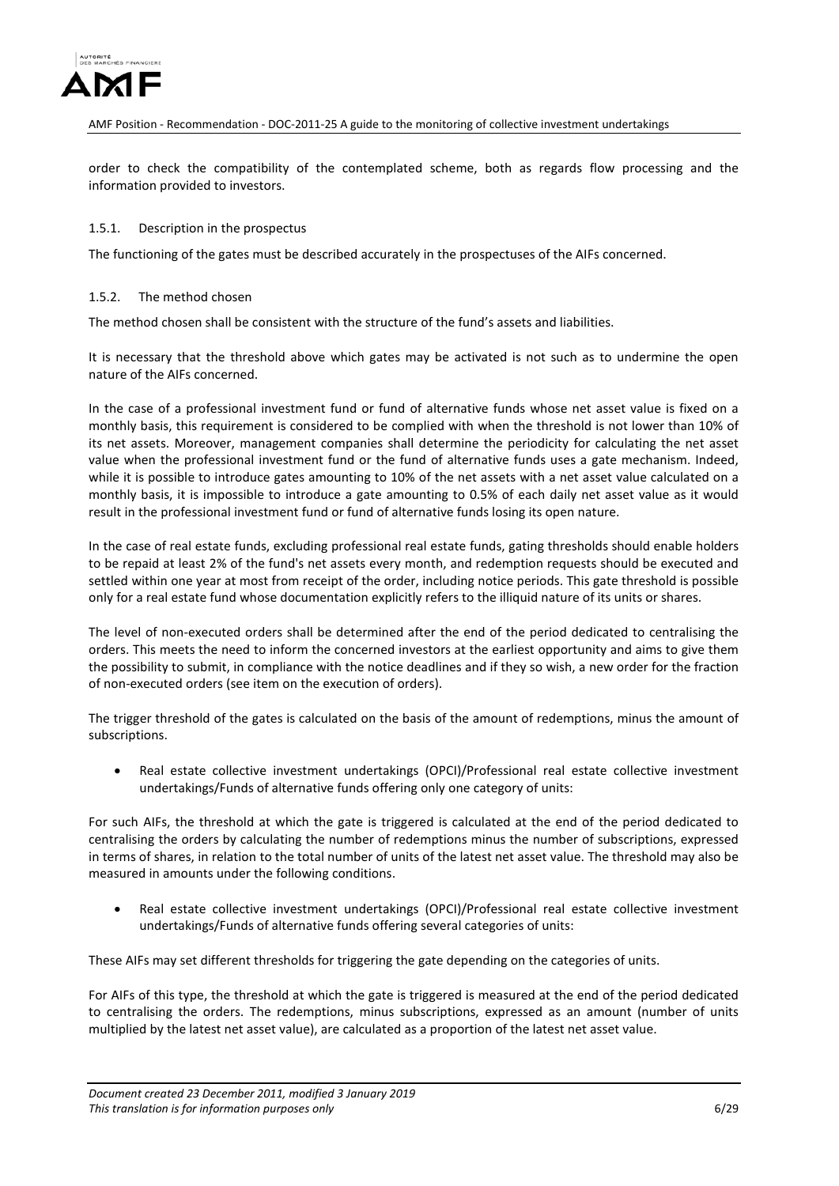order to check the compatibility of the contemplated scheme, both as regards flow processing and the information provided to investors.

### 1.5.1. Description in the prospectus

The functioning of the gates must be described accurately in the prospectuses of the AIFs concerned.

### 1.5.2. The method chosen

The method chosen shall be consistent with the structure of the fund's assets and liabilities.

It is necessary that the threshold above which gates may be activated is not such as to undermine the open nature of the AIFs concerned.

In the case of a professional investment fund or fund of alternative funds whose net asset value is fixed on a monthly basis, this requirement is considered to be complied with when the threshold is not lower than 10% of its net assets. Moreover, management companies shall determine the periodicity for calculating the net asset value when the professional investment fund or the fund of alternative funds uses a gate mechanism. Indeed, while it is possible to introduce gates amounting to 10% of the net assets with a net asset value calculated on a monthly basis, it is impossible to introduce a gate amounting to 0.5% of each daily net asset value as it would result in the professional investment fund or fund of alternative funds losing its open nature.

In the case of real estate funds, excluding professional real estate funds, gating thresholds should enable holders to be repaid at least 2% of the fund's net assets every month, and redemption requests should be executed and settled within one year at most from receipt of the order, including notice periods. This gate threshold is possible only for a real estate fund whose documentation explicitly refers to the illiquid nature of its units or shares.

The level of non-executed orders shall be determined after the end of the period dedicated to centralising the orders. This meets the need to inform the concerned investors at the earliest opportunity and aims to give them the possibility to submit, in compliance with the notice deadlines and if they so wish, a new order for the fraction of non-executed orders (see item on the execution of orders).

The trigger threshold of the gates is calculated on the basis of the amount of redemptions, minus the amount of subscriptions.

- Real estate collective investment undertakings (OPCI)/Professional real estate collective investment undertakings/Funds of alternative funds offering only one category of units:

For such AIFs, the threshold at which the gate is triggered is calculated at the end of the period dedicated to centralising the orders by calculating the number of redemptions minus the number of subscriptions, expressed in terms of shares, in relation to the total number of units of the latest net asset value. The threshold may also be measured in amounts under the following conditions.

- Real estate collective investment undertakings (OPCI)/Professional real estate collective investment undertakings/Funds of alternative funds offering several categories of units:

These AIFs may set different thresholds for triggering the gate depending on the categories of units.

For AIFs of this type, the threshold at which the gate is triggered is measured at the end of the period dedicated to centralising the orders. The redemptions, minus subscriptions, expressed as an amount (number of units multiplied by the latest net asset value), are calculated as a proportion of the latest net asset value.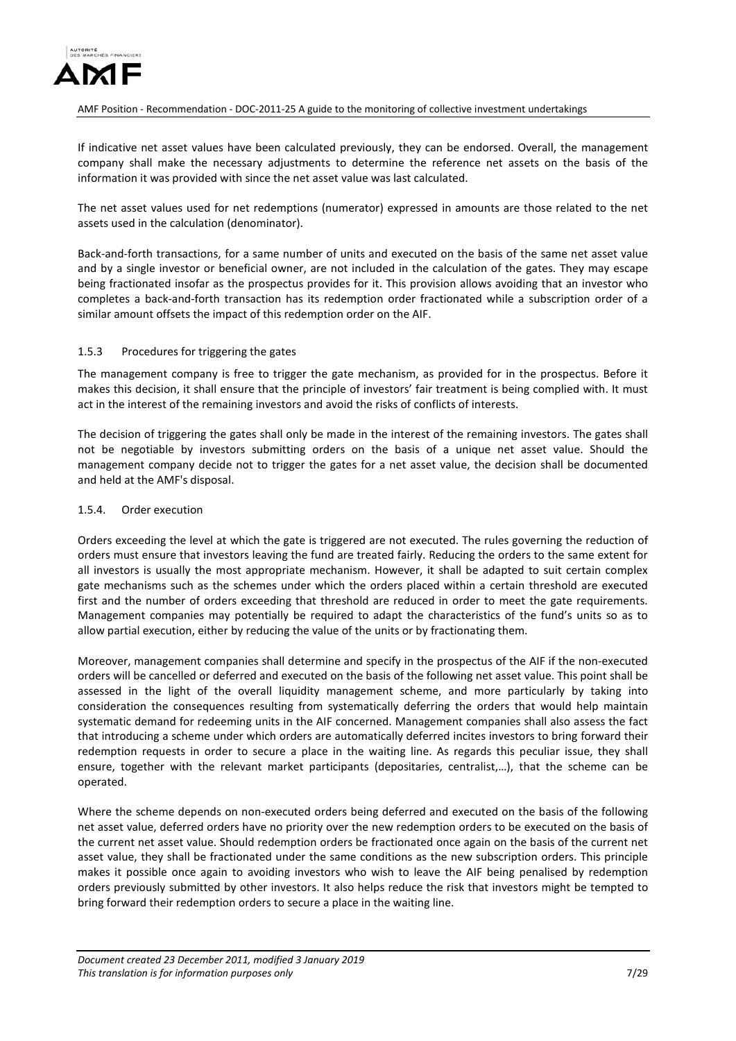If indicative net asset values have been calculated previously, they can be endorsed. Overall, the management company shall make the necessary adjustments to determine the reference net assets on the basis of the information it was provided with since the net asset value was last calculated.

The net asset values used for net redemptions (numerator) expressed in amounts are those related to the net assets used in the calculation (denominator).

Back-and-forth transactions, for a same number of units and executed on the basis of the same net asset value and by a single investor or beneficial owner, are not included in the calculation of the gates. They may escape being fractionated insofar as the prospectus provides for it. This provision allows avoiding that an investor who completes a back-and-forth transaction has its redemption order fractionated while a subscription order of a similar amount offsets the impact of this redemption order on the AIF.

#### 1.5.3 Procedures for triggering the gates

The management company is free to trigger the gate mechanism, as provided for in the prospectus. Before it makes this decision, it shall ensure that the principle of investors' fair treatment is being complied with. It must act in the interest of the remaining investors and avoid the risks of conflicts of interests.

The decision of triggering the gates shall only be made in the interest of the remaining investors. The gates shall not be negotiable by investors submitting orders on the basis of a unique net asset value. Should the management company decide not to trigger the gates for a net asset value, the decision shall be documented and held at the AMF's disposal.

#### 1.5.4. Order execution

Orders exceeding the level at which the gate is triggered are not executed. The rules governing the reduction of orders must ensure that investors leaving the fund are treated fairly. Reducing the orders to the same extent for all investors is usually the most appropriate mechanism. However, it shall be adapted to suit certain complex gate mechanisms such as the schemes under which the orders placed within a certain threshold are executed first and the number of orders exceeding that threshold are reduced in order to meet the gate requirements. Management companies may potentially be required to adapt the characteristics of the fund's units so as to allow partial execution, either by reducing the value of the units or by fractionating them.

Moreover, management companies shall determine and specify in the prospectus of the AIF if the non-executed orders will be cancelled or deferred and executed on the basis of the following net asset value. This point shall be assessed in the light of the overall liquidity management scheme, and more particularly by taking into consideration the consequences resulting from systematically deferring the orders that would help maintain systematic demand for redeeming units in the AIF concerned. Management companies shall also assess the fact that introducing a scheme under which orders are automatically deferred incites investors to bring forward their redemption requests in order to secure a place in the waiting line. As regards this peculiar issue, they shall ensure, together with the relevant market participants (depositaries, centralist,…), that the scheme can be operated.

Where the scheme depends on non-executed orders being deferred and executed on the basis of the following net asset value, deferred orders have no priority over the new redemption orders to be executed on the basis of the current net asset value. Should redemption orders be fractionated once again on the basis of the current net asset value, they shall be fractionated under the same conditions as the new subscription orders. This principle makes it possible once again to avoiding investors who wish to leave the AIF being penalised by redemption orders previously submitted by other investors. It also helps reduce the risk that investors might be tempted to bring forward their redemption orders to secure a place in the waiting line.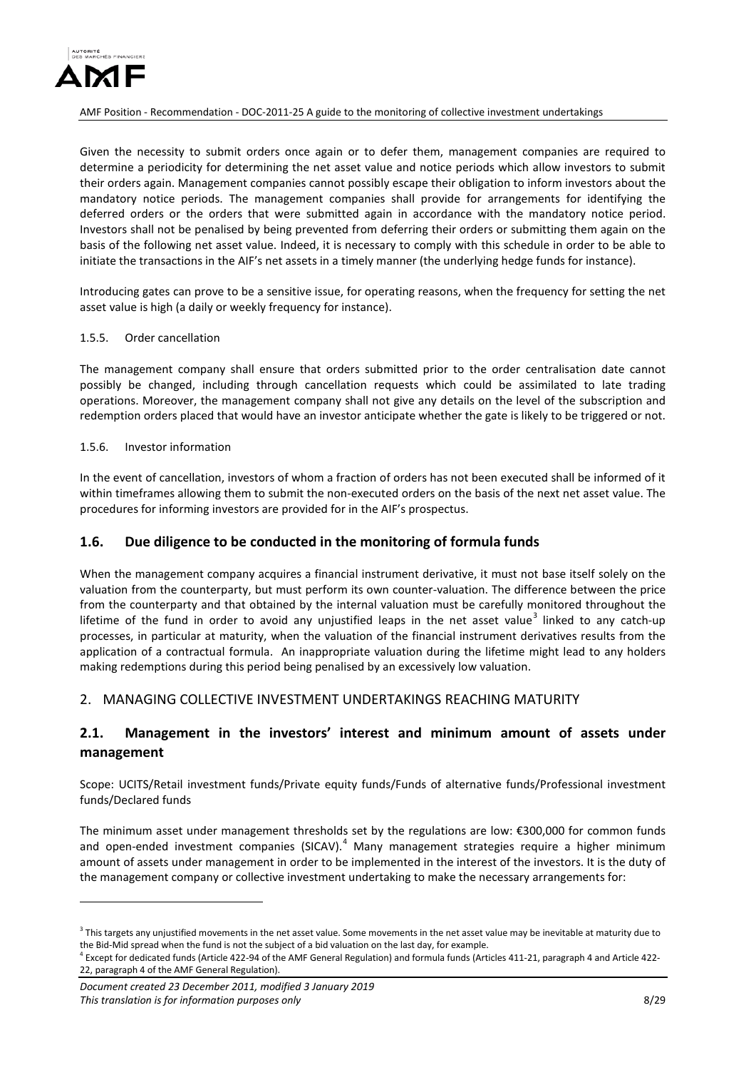Given the necessity to submit orders once again or to defer them, management companies are required to determine a periodicity for determining the net asset value and notice periods which allow investors to submit their orders again. Management companies cannot possibly escape their obligation to inform investors about the mandatory notice periods. The management companies shall provide for arrangements for identifying the deferred orders or the orders that were submitted again in accordance with the mandatory notice period. Investors shall not be penalised by being prevented from deferring their orders or submitting them again on the basis of the following net asset value. Indeed, it is necessary to comply with this schedule in order to be able to initiate the transactions in the AIF's net assets in a timely manner (the underlying hedge funds for instance).

Introducing gates can prove to be a sensitive issue, for operating reasons, when the frequency for setting the net asset value is high (a daily or weekly frequency for instance).

#### 1.5.5. Order cancellation

The management company shall ensure that orders submitted prior to the order centralisation date cannot possibly be changed, including through cancellation requests which could be assimilated to late trading operations. Moreover, the management company shall not give any details on the level of the subscription and redemption orders placed that would have an investor anticipate whether the gate is likely to be triggered or not.

#### 1.5.6. Investor information

In the event of cancellation, investors of whom a fraction of orders has not been executed shall be informed of it within timeframes allowing them to submit the non-executed orders on the basis of the next net asset value. The procedures for informing investors are provided for in the AIF's prospectus.

### 1.6. Due diligence to be conducted in the monitoring of formula funds

When the management company acquires a financial instrument derivative, it must not base itself solely on the valuation from the counterparty, but must perform its own counter-valuation. The difference between the price from the counterparty and that obtained by the internal valuation must be carefully monitored throughout the lifetime of the fund in order to avoid any unjustified leaps in the net asset value[3] linked to any catch-up processes, in particular at maturity, when the valuation of the financial instrument derivatives results from the application of a contractual formula. An inappropriate valuation during the lifetime might lead to any holders making redemptions during this period being penalised by an excessively low valuation.

## 2. MANAGING COLLECTIVE INVESTMENT UNDERTAKINGS REACHING MATURITY

### 2.1. Management in the investors' interest and minimum amount of assets under management

Scope: UCITS/Retail investment funds/Private equity funds/Funds of alternative funds/Professional investment funds/Declared funds

The minimum asset under management thresholds set by the regulations are low: €300,000 for common funds and open-ended investment companies (SICAV).[4] Many management strategies require a higher minimum amount of assets under management in order to be implemented in the interest of the investors. It is the duty of the management company or collective investment undertaking to make the necessary arrangements for:

---

[3] This targets any unjustified movements in the net asset value. Some movements in the net asset value may be inevitable at maturity due to the Bid-Mid spread when the fund is not the subject of a bid valuation on the last day, for example.

[4] Except for dedicated funds (Article 422-94 of the AMF General Regulation) and formula funds (Articles 411-21, paragraph 4 and Article 422-22, paragraph 4 of the AMF General Regulation).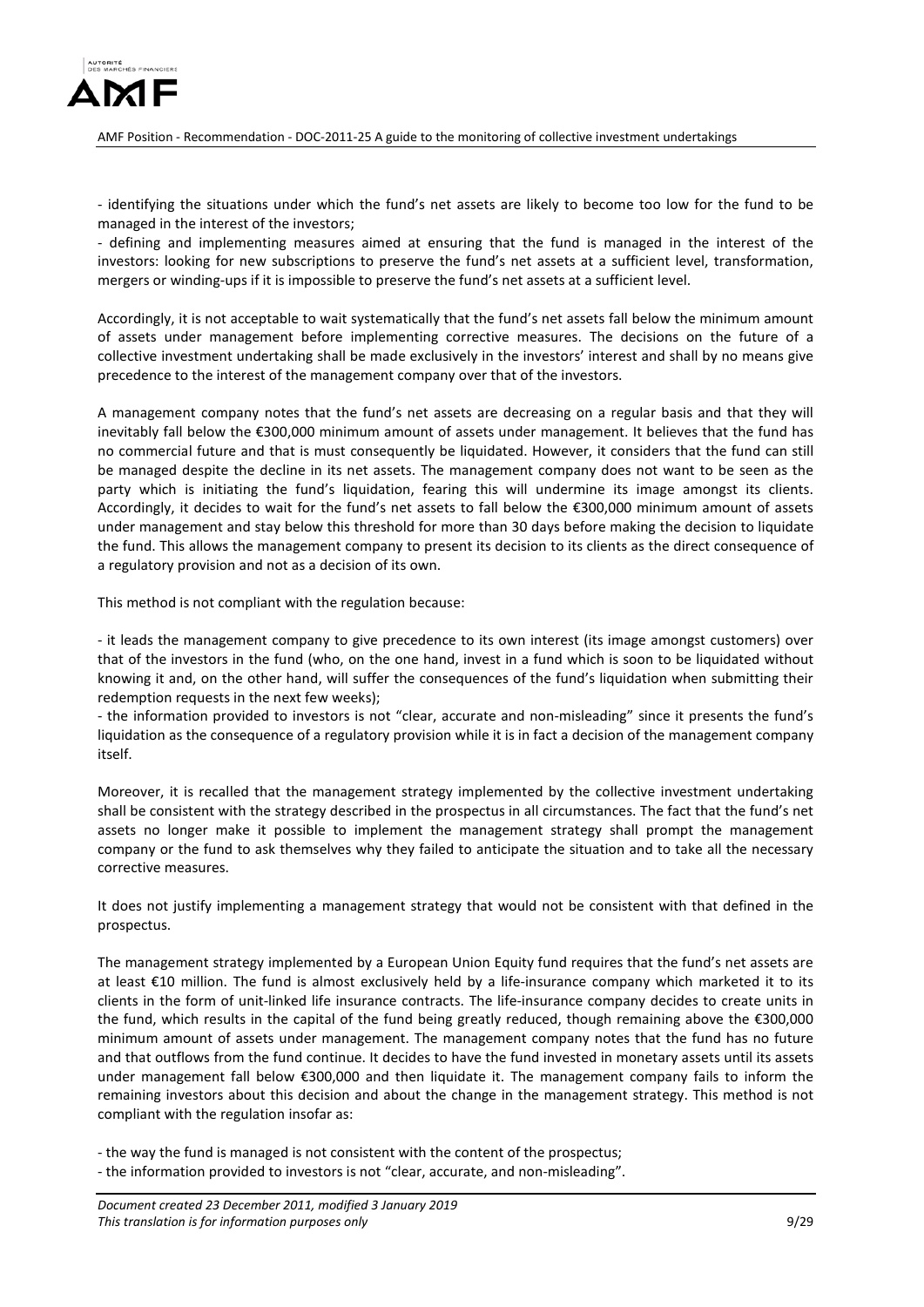- identifying the situations under which the fund's net assets are likely to become too low for the fund to be managed in the interest of the investors;
- defining and implementing measures aimed at ensuring that the fund is managed in the interest of the investors: looking for new subscriptions to preserve the fund's net assets at a sufficient level, transformation, mergers or winding-ups if it is impossible to preserve the fund's net assets at a sufficient level.

Accordingly, it is not acceptable to wait systematically that the fund's net assets fall below the minimum amount of assets under management before implementing corrective measures. The decisions on the future of a collective investment undertaking shall be made exclusively in the investors' interest and shall by no means give precedence to the interest of the management company over that of the investors.

A management company notes that the fund's net assets are decreasing on a regular basis and that they will inevitably fall below the €300,000 minimum amount of assets under management. It believes that the fund has no commercial future and that is must consequently be liquidated. However, it considers that the fund can still be managed despite the decline in its net assets. The management company does not want to be seen as the party which is initiating the fund's liquidation, fearing this will undermine its image amongst its clients. Accordingly, it decides to wait for the fund's net assets to fall below the €300,000 minimum amount of assets under management and stay below this threshold for more than 30 days before making the decision to liquidate the fund. This allows the management company to present its decision to its clients as the direct consequence of a regulatory provision and not as a decision of its own.

This method is not compliant with the regulation because:

- it leads the management company to give precedence to its own interest (its image amongst customers) over that of the investors in the fund (who, on the one hand, invest in a fund which is soon to be liquidated without knowing it and, on the other hand, will suffer the consequences of the fund's liquidation when submitting their redemption requests in the next few weeks);
- the information provided to investors is not "clear, accurate and non-misleading" since it presents the fund's liquidation as the consequence of a regulatory provision while it is in fact a decision of the management company itself.

Moreover, it is recalled that the management strategy implemented by the collective investment undertaking shall be consistent with the strategy described in the prospectus in all circumstances. The fact that the fund's net assets no longer make it possible to implement the management strategy shall prompt the management company or the fund to ask themselves why they failed to anticipate the situation and to take all the necessary corrective measures.

It does not justify implementing a management strategy that would not be consistent with that defined in the prospectus.

The management strategy implemented by a European Union Equity fund requires that the fund's net assets are at least €10 million. The fund is almost exclusively held by a life-insurance company which marketed it to its clients in the form of unit-linked life insurance contracts. The life-insurance company decides to create units in the fund, which results in the capital of the fund being greatly reduced, though remaining above the €300,000 minimum amount of assets under management. The management company notes that the fund has no future and that outflows from the fund continue. It decides to have the fund invested in monetary assets until its assets under management fall below €300,000 and then liquidate it. The management company fails to inform the remaining investors about this decision and about the change in the management strategy. This method is not compliant with the regulation insofar as:

- the way the fund is managed is not consistent with the content of the prospectus;
- the information provided to investors is not "clear, accurate, and non-misleading".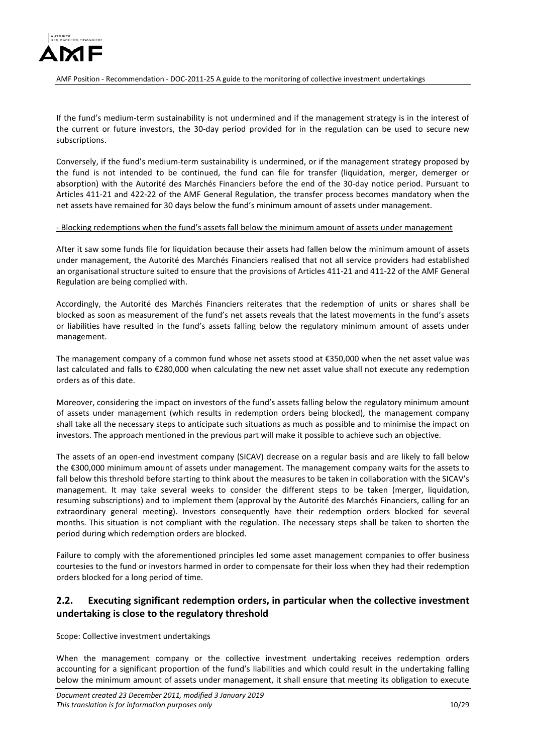If the fund's medium-term sustainability is not undermined and if the management strategy is in the interest of the current or future investors, the 30-day period provided for in the regulation can be used to secure new subscriptions.

Conversely, if the fund's medium-term sustainability is undermined, or if the management strategy proposed by the fund is not intended to be continued, the fund can file for transfer (liquidation, merger, demerger or absorption) with the Autorité des Marchés Financiers before the end of the 30-day notice period. Pursuant to Articles 411-21 and 422-22 of the AMF General Regulation, the transfer process becomes mandatory when the net assets have remained for 30 days below the fund's minimum amount of assets under management.

- Blocking redemptions when the fund's assets fall below the minimum amount of assets under management

After it saw some funds file for liquidation because their assets had fallen below the minimum amount of assets under management, the Autorité des Marchés Financiers realised that not all service providers had established an organisational structure suited to ensure that the provisions of Articles 411-21 and 411-22 of the AMF General Regulation are being complied with.

Accordingly, the Autorité des Marchés Financiers reiterates that the redemption of units or shares shall be blocked as soon as measurement of the fund's net assets reveals that the latest movements in the fund's assets or liabilities have resulted in the fund's assets falling below the regulatory minimum amount of assets under management.

The management company of a common fund whose net assets stood at €350,000 when the net asset value was last calculated and falls to €280,000 when calculating the new net asset value shall not execute any redemption orders as of this date.

Moreover, considering the impact on investors of the fund's assets falling below the regulatory minimum amount of assets under management (which results in redemption orders being blocked), the management company shall take all the necessary steps to anticipate such situations as much as possible and to minimise the impact on investors. The approach mentioned in the previous part will make it possible to achieve such an objective.

The assets of an open-end investment company (SICAV) decrease on a regular basis and are likely to fall below the €300,000 minimum amount of assets under management. The management company waits for the assets to fall below this threshold before starting to think about the measures to be taken in collaboration with the SICAV's management. It may take several weeks to consider the different steps to be taken (merger, liquidation, resuming subscriptions) and to implement them (approval by the Autorité des Marchés Financiers, calling for an extraordinary general meeting). Investors consequently have their redemption orders blocked for several months. This situation is not compliant with the regulation. The necessary steps shall be taken to shorten the period during which redemption orders are blocked.

Failure to comply with the aforementioned principles led some asset management companies to offer business courtesies to the fund or investors harmed in order to compensate for their loss when they had their redemption orders blocked for a long period of time.

## 2.2. Executing significant redemption orders, in particular when the collective investment undertaking is close to the regulatory threshold

Scope: Collective investment undertakings

When the management company or the collective investment undertaking receives redemption orders accounting for a significant proportion of the fund's liabilities and which could result in the undertaking falling below the minimum amount of assets under management, it shall ensure that meeting its obligation to execute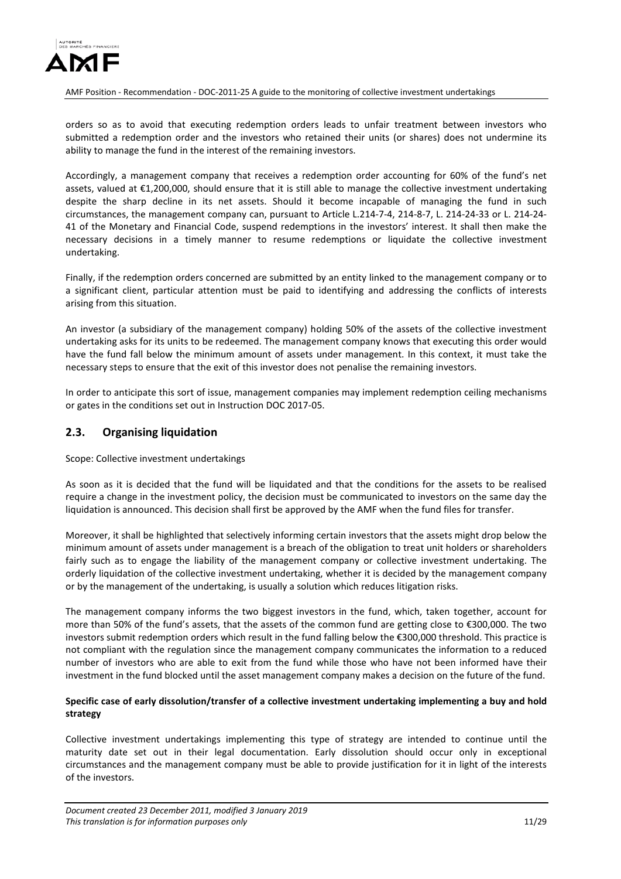orders so as to avoid that executing redemption orders leads to unfair treatment between investors who submitted a redemption order and the investors who retained their units (or shares) does not undermine its ability to manage the fund in the interest of the remaining investors.

Accordingly, a management company that receives a redemption order accounting for 60% of the fund's net assets, valued at €1,200,000, should ensure that it is still able to manage the collective investment undertaking despite the sharp decline in its net assets. Should it become incapable of managing the fund in such circumstances, the management company can, pursuant to Article L.214-7-4, 214-8-7, L. 214-24-33 or L. 214-24-41 of the Monetary and Financial Code, suspend redemptions in the investors' interest. It shall then make the necessary decisions in a timely manner to resume redemptions or liquidate the collective investment undertaking.

Finally, if the redemption orders concerned are submitted by an entity linked to the management company or to a significant client, particular attention must be paid to identifying and addressing the conflicts of interests arising from this situation.

An investor (a subsidiary of the management company) holding 50% of the assets of the collective investment undertaking asks for its units to be redeemed. The management company knows that executing this order would have the fund fall below the minimum amount of assets under management. In this context, it must take the necessary steps to ensure that the exit of this investor does not penalise the remaining investors.

In order to anticipate this sort of issue, management companies may implement redemption ceiling mechanisms or gates in the conditions set out in Instruction DOC 2017-05.

## 2.3. Organising liquidation

Scope: Collective investment undertakings

As soon as it is decided that the fund will be liquidated and that the conditions for the assets to be realised require a change in the investment policy, the decision must be communicated to investors on the same day the liquidation is announced. This decision shall first be approved by the AMF when the fund files for transfer.

Moreover, it shall be highlighted that selectively informing certain investors that the assets might drop below the minimum amount of assets under management is a breach of the obligation to treat unit holders or shareholders fairly such as to engage the liability of the management company or collective investment undertaking. The orderly liquidation of the collective investment undertaking, whether it is decided by the management company or by the management of the undertaking, is usually a solution which reduces litigation risks.

The management company informs the two biggest investors in the fund, which, taken together, account for more than 50% of the fund's assets, that the assets of the common fund are getting close to €300,000. The two investors submit redemption orders which result in the fund falling below the €300,000 threshold. This practice is not compliant with the regulation since the management company communicates the information to a reduced number of investors who are able to exit from the fund while those who have not been informed have their investment in the fund blocked until the asset management company makes a decision on the future of the fund.

**Specific case of early dissolution/transfer of a collective investment undertaking implementing a buy and hold strategy**

Collective investment undertakings implementing this type of strategy are intended to continue until the maturity date set out in their legal documentation. Early dissolution should occur only in exceptional circumstances and the management company must be able to provide justification for it in light of the interests of the investors.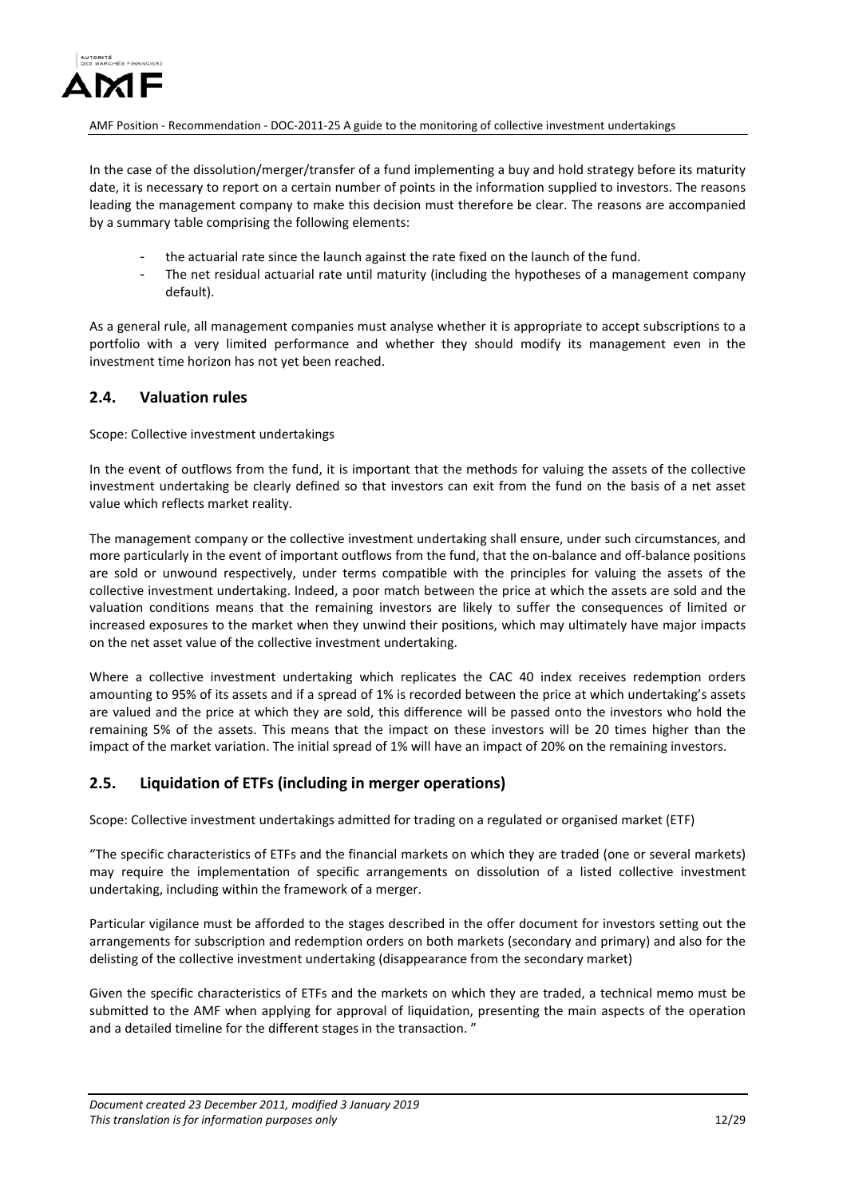In the case of the dissolution/merger/transfer of a fund implementing a buy and hold strategy before its maturity date, it is necessary to report on a certain number of points in the information supplied to investors. The reasons leading the management company to make this decision must therefore be clear. The reasons are accompanied by a summary table comprising the following elements:

- the actuarial rate since the launch against the rate fixed on the launch of the fund.
- The net residual actuarial rate until maturity (including the hypotheses of a management company default).

As a general rule, all management companies must analyse whether it is appropriate to accept subscriptions to a portfolio with a very limited performance and whether they should modify its management even in the investment time horizon has not yet been reached.

## 2.4. Valuation rules

Scope: Collective investment undertakings

In the event of outflows from the fund, it is important that the methods for valuing the assets of the collective investment undertaking be clearly defined so that investors can exit from the fund on the basis of a net asset value which reflects market reality.

The management company or the collective investment undertaking shall ensure, under such circumstances, and more particularly in the event of important outflows from the fund, that the on-balance and off-balance positions are sold or unwound respectively, under terms compatible with the principles for valuing the assets of the collective investment undertaking. Indeed, a poor match between the price at which the assets are sold and the valuation conditions means that the remaining investors are likely to suffer the consequences of limited or increased exposures to the market when they unwind their positions, which may ultimately have major impacts on the net asset value of the collective investment undertaking.

Where a collective investment undertaking which replicates the CAC 40 index receives redemption orders amounting to 95% of its assets and if a spread of 1% is recorded between the price at which undertaking's assets are valued and the price at which they are sold, this difference will be passed onto the investors who hold the remaining 5% of the assets. This means that the impact on these investors will be 20 times higher than the impact of the market variation. The initial spread of 1% will have an impact of 20% on the remaining investors.

## 2.5. Liquidation of ETFs (including in merger operations)

Scope: Collective investment undertakings admitted for trading on a regulated or organised market (ETF)

"The specific characteristics of ETFs and the financial markets on which they are traded (one or several markets) may require the implementation of specific arrangements on dissolution of a listed collective investment undertaking, including within the framework of a merger.

Particular vigilance must be afforded to the stages described in the offer document for investors setting out the arrangements for subscription and redemption orders on both markets (secondary and primary) and also for the delisting of the collective investment undertaking (disappearance from the secondary market)

Given the specific characteristics of ETFs and the markets on which they are traded, a technical memo must be submitted to the AMF when applying for approval of liquidation, presenting the main aspects of the operation and a detailed timeline for the different stages in the transaction. "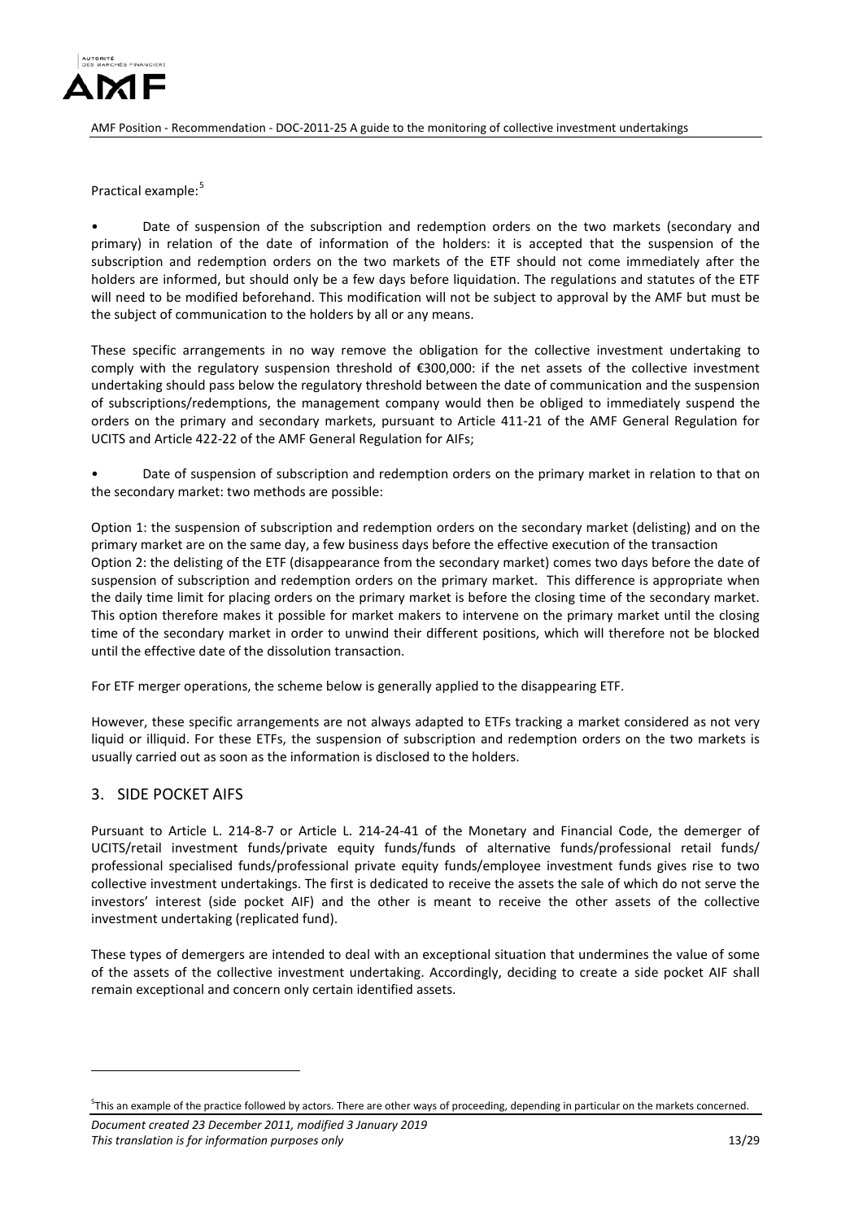Practical example:[5]

- Date of suspension of the subscription and redemption orders on the two markets (secondary and primary) in relation of the date of information of the holders: it is accepted that the suspension of the subscription and redemption orders on the two markets of the ETF should not come immediately after the holders are informed, but should only be a few days before liquidation. The regulations and statutes of the ETF will need to be modified beforehand. This modification will not be subject to approval by the AMF but must be the subject of communication to the holders by all or any means.

These specific arrangements in no way remove the obligation for the collective investment undertaking to comply with the regulatory suspension threshold of €300,000: if the net assets of the collective investment undertaking should pass below the regulatory threshold between the date of communication and the suspension of subscriptions/redemptions, the management company would then be obliged to immediately suspend the orders on the primary and secondary markets, pursuant to Article 411-21 of the AMF General Regulation for UCITS and Article 422-22 of the AMF General Regulation for AIFs;

- Date of suspension of subscription and redemption orders on the primary market in relation to that on the secondary market: two methods are possible:

Option 1: the suspension of subscription and redemption orders on the secondary market (delisting) and on the primary market are on the same day, a few business days before the effective execution of the transaction
Option 2: the delisting of the ETF (disappearance from the secondary market) comes two days before the date of suspension of subscription and redemption orders on the primary market. This difference is appropriate when the daily time limit for placing orders on the primary market is before the closing time of the secondary market. This option therefore makes it possible for market makers to intervene on the primary market until the closing time of the secondary market in order to unwind their different positions, which will therefore not be blocked until the effective date of the dissolution transaction.

For ETF merger operations, the scheme below is generally applied to the disappearing ETF.

However, these specific arrangements are not always adapted to ETFs tracking a market considered as not very liquid or illiquid. For these ETFs, the suspension of subscription and redemption orders on the two markets is usually carried out as soon as the information is disclosed to the holders.

## 3. SIDE POCKET AIFS

Pursuant to Article L. 214-8-7 or Article L. 214-24-41 of the Monetary and Financial Code, the demerger of UCITS/retail investment funds/private equity funds/funds of alternative funds/professional retail funds/ professional specialised funds/professional private equity funds/employee investment funds gives rise to two collective investment undertakings. The first is dedicated to receive the assets the sale of which do not serve the investors' interest (side pocket AIF) and the other is meant to receive the other assets of the collective investment undertaking (replicated fund).

These types of demergers are intended to deal with an exceptional situation that undermines the value of some of the assets of the collective investment undertaking. Accordingly, deciding to create a side pocket AIF shall remain exceptional and concern only certain identified assets.

[5] This an example of the practice followed by actors. There are other ways of proceeding, depending in particular on the markets concerned.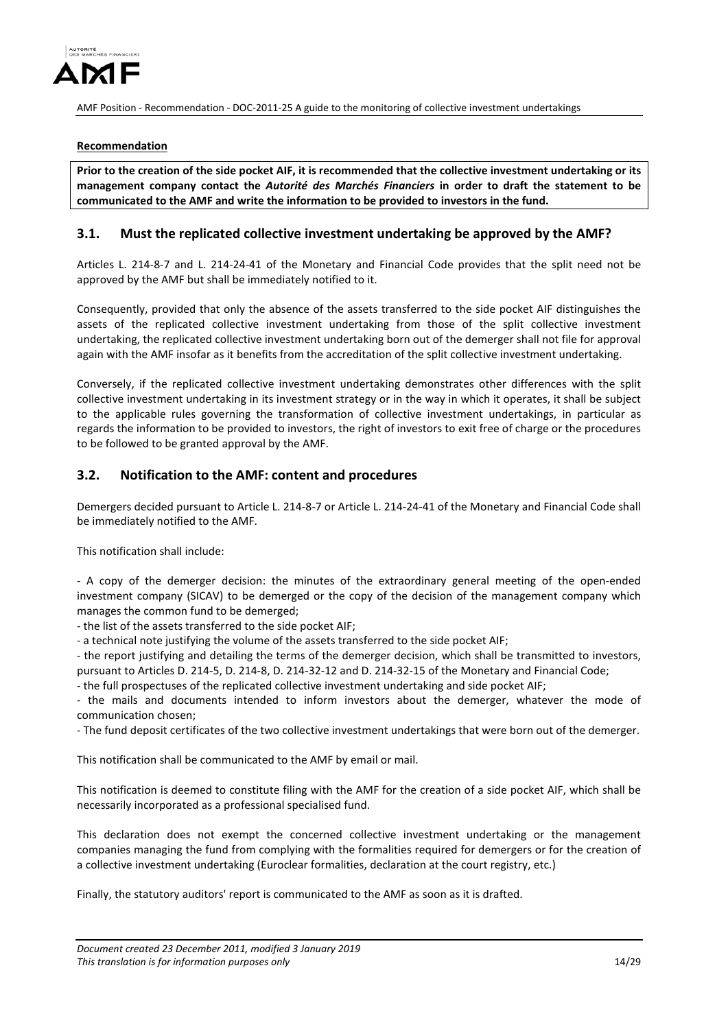**Recommendation**

**Prior to the creation of the side pocket AIF, it is recommended that the collective investment undertaking or its management company contact the *Autorité des Marchés Financiers* in order to draft the statement to be communicated to the AMF and write the information to be provided to investors in the fund.**

## 3.1. Must the replicated collective investment undertaking be approved by the AMF?

Articles L. 214-8-7 and L. 214-24-41 of the Monetary and Financial Code provides that the split need not be approved by the AMF but shall be immediately notified to it.

Consequently, provided that only the absence of the assets transferred to the side pocket AIF distinguishes the assets of the replicated collective investment undertaking from those of the split collective investment undertaking, the replicated collective investment undertaking born out of the demerger shall not file for approval again with the AMF insofar as it benefits from the accreditation of the split collective investment undertaking.

Conversely, if the replicated collective investment undertaking demonstrates other differences with the split collective investment undertaking in its investment strategy or in the way in which it operates, it shall be subject to the applicable rules governing the transformation of collective investment undertakings, in particular as regards the information to be provided to investors, the right of investors to exit free of charge or the procedures to be followed to be granted approval by the AMF.

## 3.2. Notification to the AMF: content and procedures

Demergers decided pursuant to Article L. 214-8-7 or Article L. 214-24-41 of the Monetary and Financial Code shall be immediately notified to the AMF.

This notification shall include:

- A copy of the demerger decision: the minutes of the extraordinary general meeting of the open-ended investment company (SICAV) to be demerged or the copy of the decision of the management company which manages the common fund to be demerged;
- the list of the assets transferred to the side pocket AIF;
- a technical note justifying the volume of the assets transferred to the side pocket AIF;
- the report justifying and detailing the terms of the demerger decision, which shall be transmitted to investors, pursuant to Articles D. 214-5, D. 214-8, D. 214-32-12 and D. 214-32-15 of the Monetary and Financial Code;
- the full prospectuses of the replicated collective investment undertaking and side pocket AIF;
- the mails and documents intended to inform investors about the demerger, whatever the mode of communication chosen;
- The fund deposit certificates of the two collective investment undertakings that were born out of the demerger.

This notification shall be communicated to the AMF by email or mail.

This notification is deemed to constitute filing with the AMF for the creation of a side pocket AIF, which shall be necessarily incorporated as a professional specialised fund.

This declaration does not exempt the concerned collective investment undertaking or the management companies managing the fund from complying with the formalities required for demergers or for the creation of a collective investment undertaking (Euroclear formalities, declaration at the court registry, etc.)

Finally, the statutory auditors' report is communicated to the AMF as soon as it is drafted.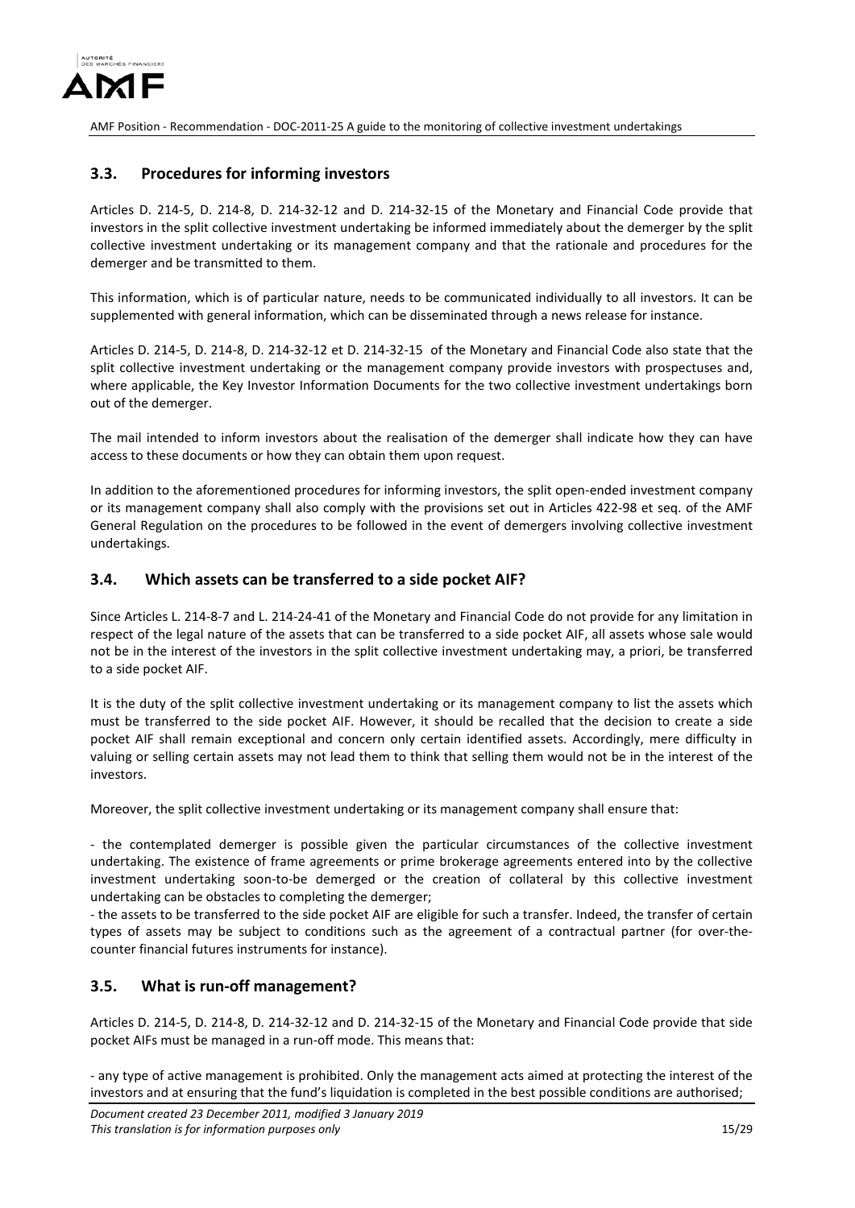## 3.3. Procedures for informing investors

Articles D. 214-5, D. 214-8, D. 214-32-12 and D. 214-32-15 of the Monetary and Financial Code provide that investors in the split collective investment undertaking be informed immediately about the demerger by the split collective investment undertaking or its management company and that the rationale and procedures for the demerger and be transmitted to them.

This information, which is of particular nature, needs to be communicated individually to all investors. It can be supplemented with general information, which can be disseminated through a news release for instance.

Articles D. 214-5, D. 214-8, D. 214-32-12 et D. 214-32-15 of the Monetary and Financial Code also state that the split collective investment undertaking or the management company provide investors with prospectuses and, where applicable, the Key Investor Information Documents for the two collective investment undertakings born out of the demerger.

The mail intended to inform investors about the realisation of the demerger shall indicate how they can have access to these documents or how they can obtain them upon request.

In addition to the aforementioned procedures for informing investors, the split open-ended investment company or its management company shall also comply with the provisions set out in Articles 422-98 et seq. of the AMF General Regulation on the procedures to be followed in the event of demergers involving collective investment undertakings.

## 3.4. Which assets can be transferred to a side pocket AIF?

Since Articles L. 214-8-7 and L. 214-24-41 of the Monetary and Financial Code do not provide for any limitation in respect of the legal nature of the assets that can be transferred to a side pocket AIF, all assets whose sale would not be in the interest of the investors in the split collective investment undertaking may, a priori, be transferred to a side pocket AIF.

It is the duty of the split collective investment undertaking or its management company to list the assets which must be transferred to the side pocket AIF. However, it should be recalled that the decision to create a side pocket AIF shall remain exceptional and concern only certain identified assets. Accordingly, mere difficulty in valuing or selling certain assets may not lead them to think that selling them would not be in the interest of the investors.

Moreover, the split collective investment undertaking or its management company shall ensure that:

- the contemplated demerger is possible given the particular circumstances of the collective investment undertaking. The existence of frame agreements or prime brokerage agreements entered into by the collective investment undertaking soon-to-be demerged or the creation of collateral by this collective investment undertaking can be obstacles to completing the demerger;
- the assets to be transferred to the side pocket AIF are eligible for such a transfer. Indeed, the transfer of certain types of assets may be subject to conditions such as the agreement of a contractual partner (for over-the-counter financial futures instruments for instance).

## 3.5. What is run-off management?

Articles D. 214-5, D. 214-8, D. 214-32-12 and D. 214-32-15 of the Monetary and Financial Code provide that side pocket AIFs must be managed in a run-off mode. This means that:

- any type of active management is prohibited. Only the management acts aimed at protecting the interest of the investors and at ensuring that the fund's liquidation is completed in the best possible conditions are authorised;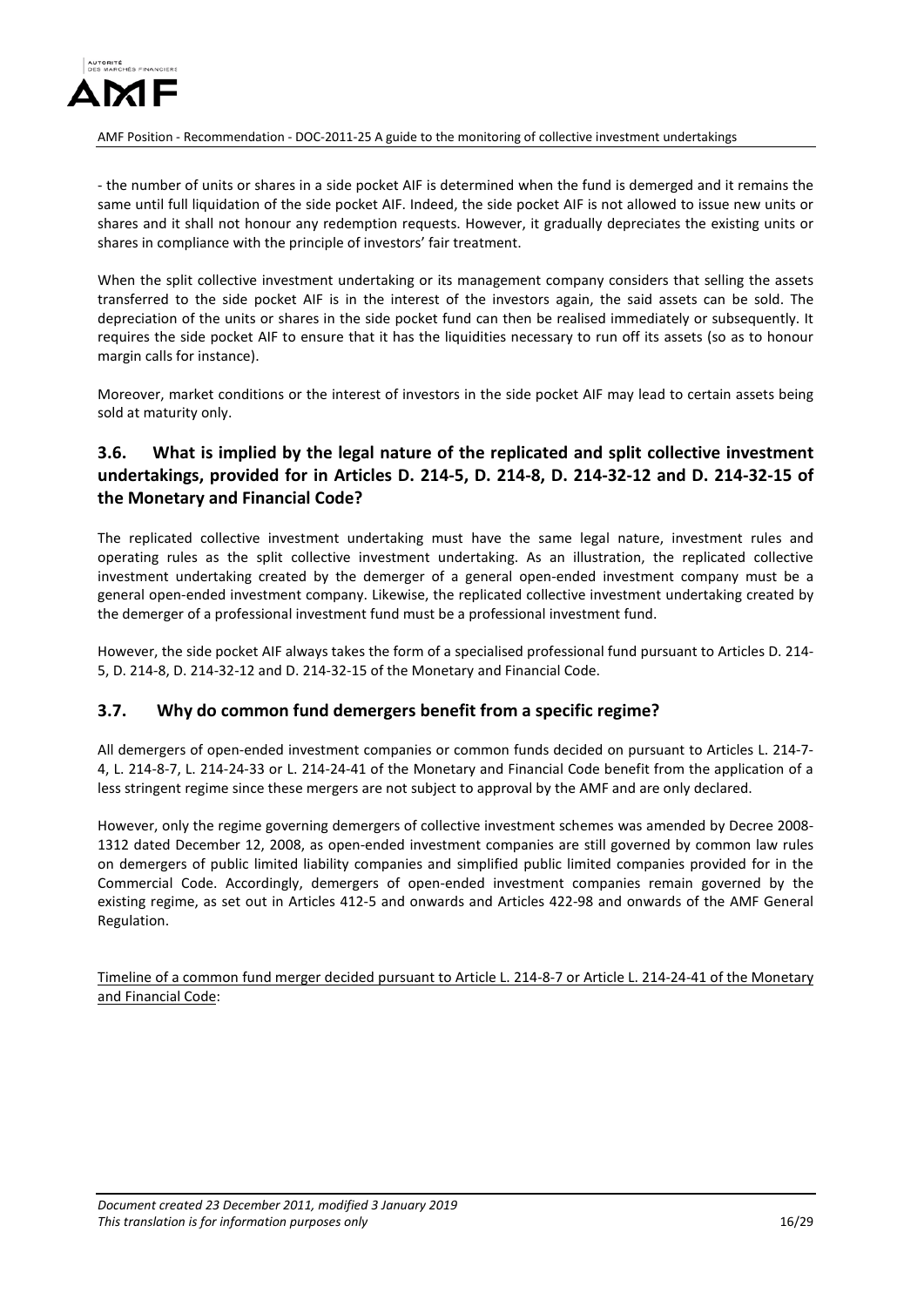- the number of units or shares in a side pocket AIF is determined when the fund is demerged and it remains the same until full liquidation of the side pocket AIF. Indeed, the side pocket AIF is not allowed to issue new units or shares and it shall not honour any redemption requests. However, it gradually depreciates the existing units or shares in compliance with the principle of investors' fair treatment.

When the split collective investment undertaking or its management company considers that selling the assets transferred to the side pocket AIF is in the interest of the investors again, the said assets can be sold. The depreciation of the units or shares in the side pocket fund can then be realised immediately or subsequently. It requires the side pocket AIF to ensure that it has the liquidities necessary to run off its assets (so as to honour margin calls for instance).

Moreover, market conditions or the interest of investors in the side pocket AIF may lead to certain assets being sold at maturity only.

## 3.6. What is implied by the legal nature of the replicated and split collective investment undertakings, provided for in Articles D. 214-5, D. 214-8, D. 214-32-12 and D. 214-32-15 of the Monetary and Financial Code?

The replicated collective investment undertaking must have the same legal nature, investment rules and operating rules as the split collective investment undertaking. As an illustration, the replicated collective investment undertaking created by the demerger of a general open-ended investment company must be a general open-ended investment company. Likewise, the replicated collective investment undertaking created by the demerger of a professional investment fund must be a professional investment fund.

However, the side pocket AIF always takes the form of a specialised professional fund pursuant to Articles D. 214-5, D. 214-8, D. 214-32-12 and D. 214-32-15 of the Monetary and Financial Code.

## 3.7. Why do common fund demergers benefit from a specific regime?

All demergers of open-ended investment companies or common funds decided on pursuant to Articles L. 214-7-4, L. 214-8-7, L. 214-24-33 or L. 214-24-41 of the Monetary and Financial Code benefit from the application of a less stringent regime since these mergers are not subject to approval by the AMF and are only declared.

However, only the regime governing demergers of collective investment schemes was amended by Decree 2008-1312 dated December 12, 2008, as open-ended investment companies are still governed by common law rules on demergers of public limited liability companies and simplified public limited companies provided for in the Commercial Code. Accordingly, demergers of open-ended investment companies remain governed by the existing regime, as set out in Articles 412-5 and onwards and Articles 422-98 and onwards of the AMF General Regulation.

Timeline of a common fund merger decided pursuant to Article L. 214-8-7 or Article L. 214-24-41 of the Monetary and Financial Code: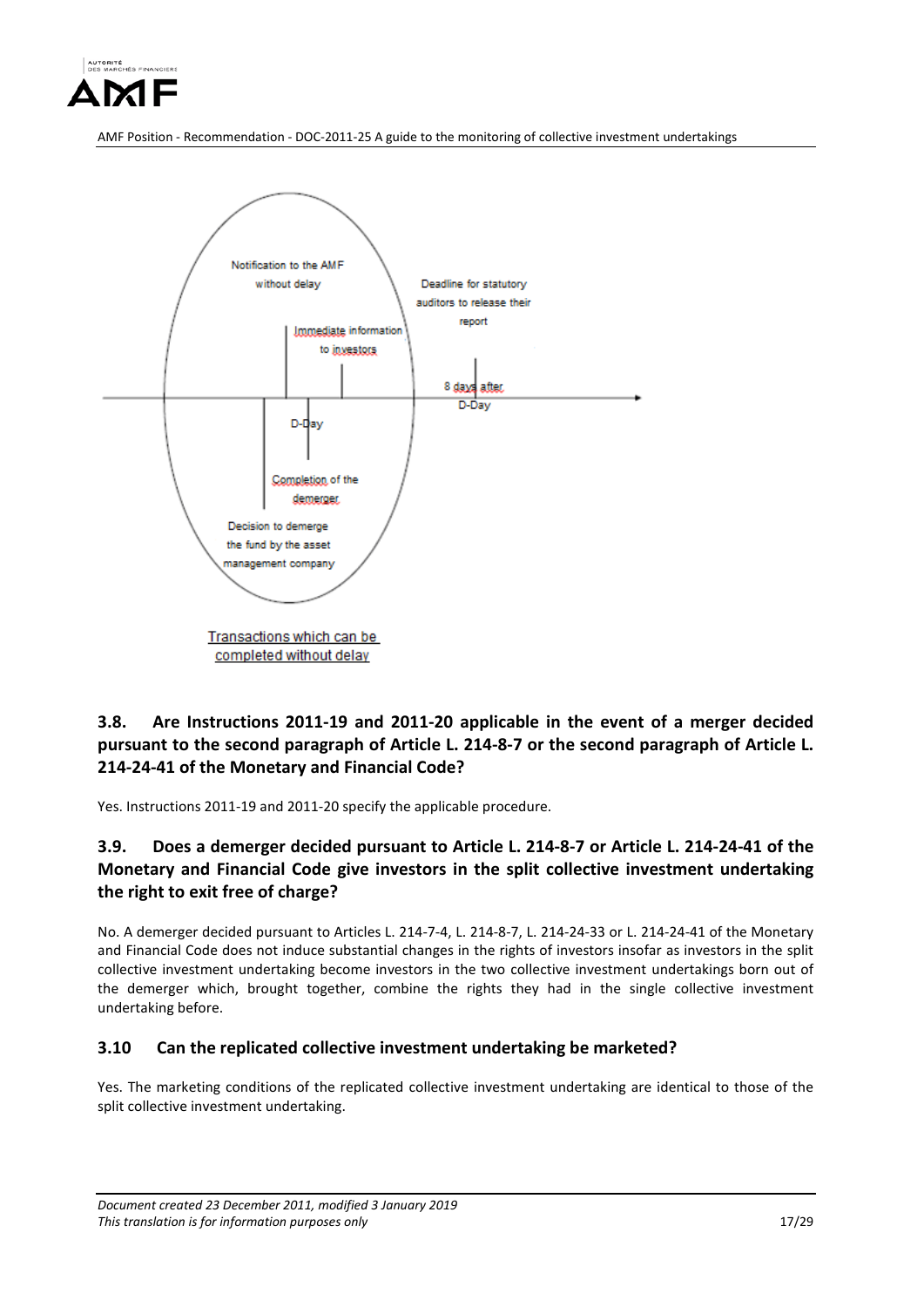Notification to the AMF without delay

Immediate information to investors

Deadline for statutory auditors to release their report

8 days after D-Day

D-Day

Completion of the demerger

Decision to demerge the fund by the asset management company

Transactions which can be completed without delay

### 3.8. Are Instructions 2011-19 and 2011-20 applicable in the event of a merger decided pursuant to the second paragraph of Article L. 214-8-7 or the second paragraph of Article L. 214-24-41 of the Monetary and Financial Code?

Yes. Instructions 2011-19 and 2011-20 specify the applicable procedure.

### 3.9. Does a demerger decided pursuant to Article L. 214-8-7 or Article L. 214-24-41 of the Monetary and Financial Code give investors in the split collective investment undertaking the right to exit free of charge?

No. A demerger decided pursuant to Articles L. 214-7-4, L. 214-8-7, L. 214-24-33 or L. 214-24-41 of the Monetary and Financial Code does not induce substantial changes in the rights of investors insofar as investors in the split collective investment undertaking become investors in the two collective investment undertakings born out of the demerger which, brought together, combine the rights they had in the single collective investment undertaking before.

### 3.10 Can the replicated collective investment undertaking be marketed?

Yes. The marketing conditions of the replicated collective investment undertaking are identical to those of the split collective investment undertaking.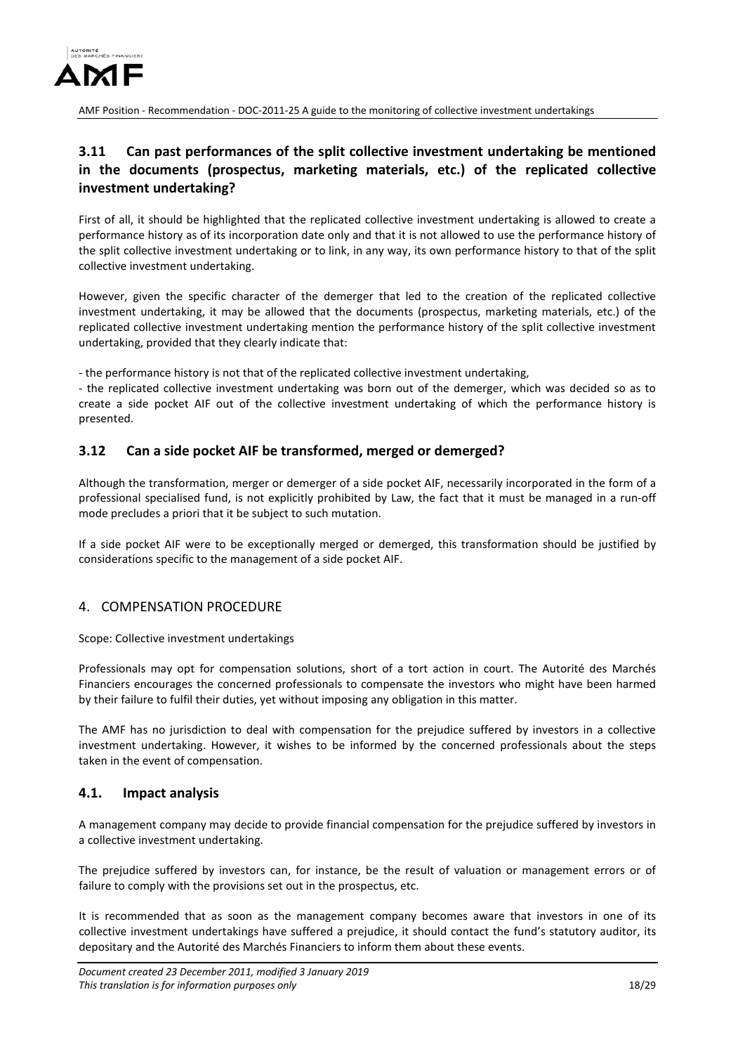### 3.11 Can past performances of the split collective investment undertaking be mentioned in the documents (prospectus, marketing materials, etc.) of the replicated collective investment undertaking?

First of all, it should be highlighted that the replicated collective investment undertaking is allowed to create a performance history as of its incorporation date only and that it is not allowed to use the performance history of the split collective investment undertaking or to link, in any way, its own performance history to that of the split collective investment undertaking.

However, given the specific character of the demerger that led to the creation of the replicated collective investment undertaking, it may be allowed that the documents (prospectus, marketing materials, etc.) of the replicated collective investment undertaking mention the performance history of the split collective investment undertaking, provided that they clearly indicate that:

- the performance history is not that of the replicated collective investment undertaking,
- the replicated collective investment undertaking was born out of the demerger, which was decided so as to create a side pocket AIF out of the collective investment undertaking of which the performance history is presented.

### 3.12 Can a side pocket AIF be transformed, merged or demerged?

Although the transformation, merger or demerger of a side pocket AIF, necessarily incorporated in the form of a professional specialised fund, is not explicitly prohibited by Law, the fact that it must be managed in a run-off mode precludes a priori that it be subject to such mutation.

If a side pocket AIF were to be exceptionally merged or demerged, this transformation should be justified by considerations specific to the management of a side pocket AIF.

## 4. COMPENSATION PROCEDURE

Scope: Collective investment undertakings

Professionals may opt for compensation solutions, short of a tort action in court. The Autorité des Marchés Financiers encourages the concerned professionals to compensate the investors who might have been harmed by their failure to fulfil their duties, yet without imposing any obligation in this matter.

The AMF has no jurisdiction to deal with compensation for the prejudice suffered by investors in a collective investment undertaking. However, it wishes to be informed by the concerned professionals about the steps taken in the event of compensation.

### 4.1. Impact analysis

A management company may decide to provide financial compensation for the prejudice suffered by investors in a collective investment undertaking.

The prejudice suffered by investors can, for instance, be the result of valuation or management errors or of failure to comply with the provisions set out in the prospectus, etc.

It is recommended that as soon as the management company becomes aware that investors in one of its collective investment undertakings have suffered a prejudice, it should contact the fund's statutory auditor, its depositary and the Autorité des Marchés Financiers to inform them about these events.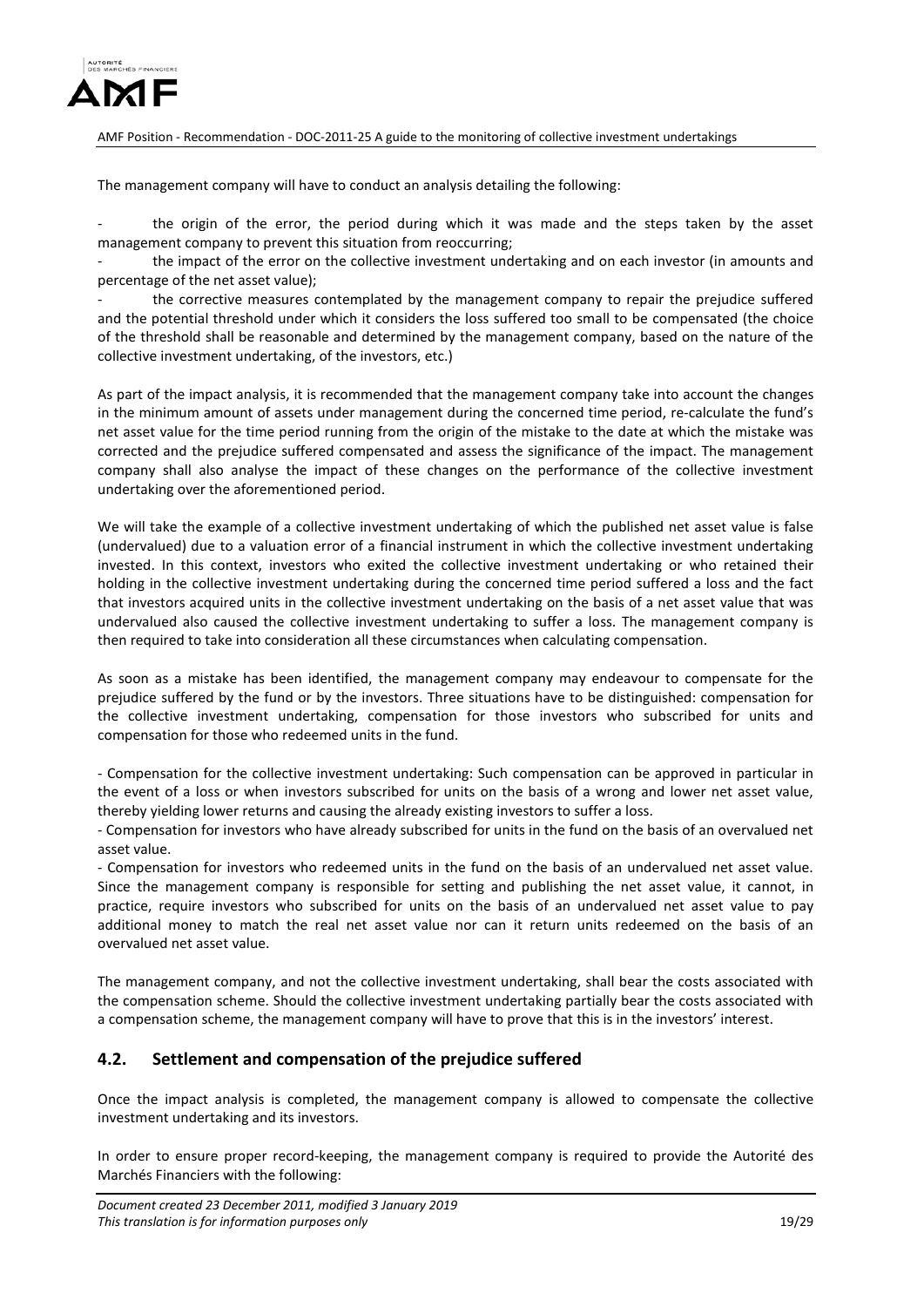The management company will have to conduct an analysis detailing the following:

- the origin of the error, the period during which it was made and the steps taken by the asset management company to prevent this situation from reoccurring;
- the impact of the error on the collective investment undertaking and on each investor (in amounts and percentage of the net asset value);
- the corrective measures contemplated by the management company to repair the prejudice suffered and the potential threshold under which it considers the loss suffered too small to be compensated (the choice of the threshold shall be reasonable and determined by the management company, based on the nature of the collective investment undertaking, of the investors, etc.)

As part of the impact analysis, it is recommended that the management company take into account the changes in the minimum amount of assets under management during the concerned time period, re-calculate the fund's net asset value for the time period running from the origin of the mistake to the date at which the mistake was corrected and the prejudice suffered compensated and assess the significance of the impact. The management company shall also analyse the impact of these changes on the performance of the collective investment undertaking over the aforementioned period.

We will take the example of a collective investment undertaking of which the published net asset value is false (undervalued) due to a valuation error of a financial instrument in which the collective investment undertaking invested. In this context, investors who exited the collective investment undertaking or who retained their holding in the collective investment undertaking during the concerned time period suffered a loss and the fact that investors acquired units in the collective investment undertaking on the basis of a net asset value that was undervalued also caused the collective investment undertaking to suffer a loss. The management company is then required to take into consideration all these circumstances when calculating compensation.

As soon as a mistake has been identified, the management company may endeavour to compensate for the prejudice suffered by the fund or by the investors. Three situations have to be distinguished: compensation for the collective investment undertaking, compensation for those investors who subscribed for units and compensation for those who redeemed units in the fund.

- Compensation for the collective investment undertaking: Such compensation can be approved in particular in the event of a loss or when investors subscribed for units on the basis of a wrong and lower net asset value, thereby yielding lower returns and causing the already existing investors to suffer a loss.
- Compensation for investors who have already subscribed for units in the fund on the basis of an overvalued net asset value.
- Compensation for investors who redeemed units in the fund on the basis of an undervalued net asset value. Since the management company is responsible for setting and publishing the net asset value, it cannot, in practice, require investors who subscribed for units on the basis of an undervalued net asset value to pay additional money to match the real net asset value nor can it return units redeemed on the basis of an overvalued net asset value.

The management company, and not the collective investment undertaking, shall bear the costs associated with the compensation scheme. Should the collective investment undertaking partially bear the costs associated with a compensation scheme, the management company will have to prove that this is in the investors' interest.

## 4.2. Settlement and compensation of the prejudice suffered

Once the impact analysis is completed, the management company is allowed to compensate the collective investment undertaking and its investors.

In order to ensure proper record-keeping, the management company is required to provide the Autorité des Marchés Financiers with the following: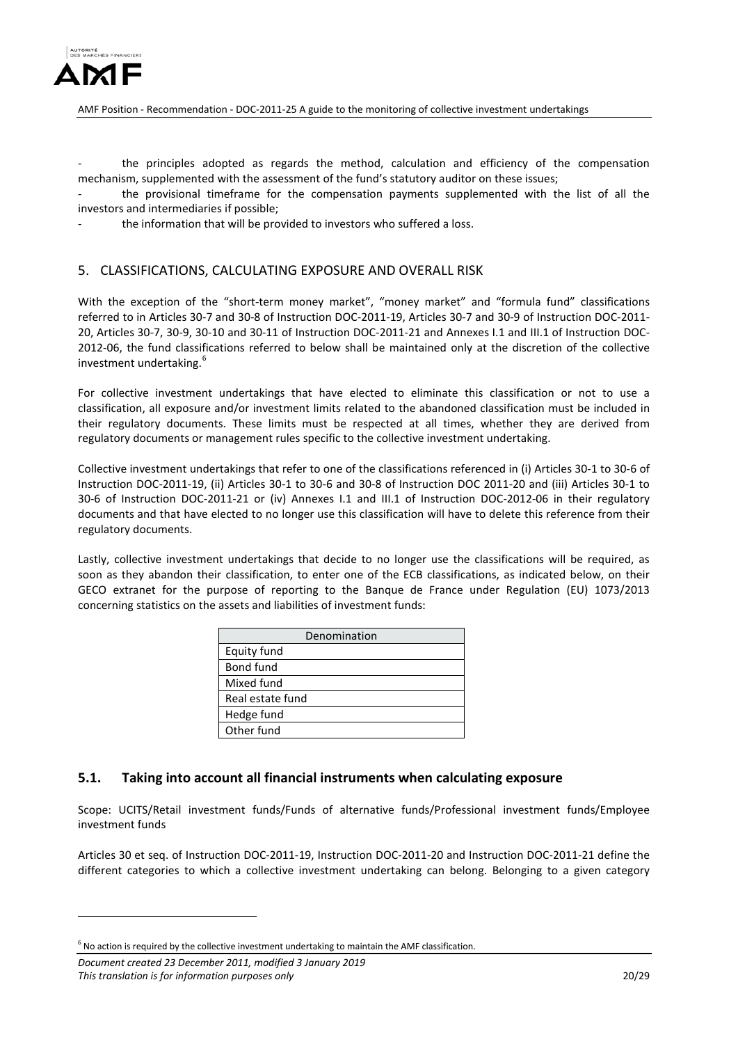- the principles adopted as regards the method, calculation and efficiency of the compensation mechanism, supplemented with the assessment of the fund's statutory auditor on these issues;
- the provisional timeframe for the compensation payments supplemented with the list of all the investors and intermediaries if possible;
- the information that will be provided to investors who suffered a loss.

## 5. CLASSIFICATIONS, CALCULATING EXPOSURE AND OVERALL RISK

With the exception of the "short-term money market", "money market" and "formula fund" classifications referred to in Articles 30-7 and 30-8 of Instruction DOC-2011-19, Articles 30-7 and 30-9 of Instruction DOC-2011-20, Articles 30-7, 30-9, 30-10 and 30-11 of Instruction DOC-2011-21 and Annexes I.1 and III.1 of Instruction DOC-2012-06, the fund classifications referred to below shall be maintained only at the discretion of the collective investment undertaking.[6]

For collective investment undertakings that have elected to eliminate this classification or not to use a classification, all exposure and/or investment limits related to the abandoned classification must be included in their regulatory documents. These limits must be respected at all times, whether they are derived from regulatory documents or management rules specific to the collective investment undertaking.

Collective investment undertakings that refer to one of the classifications referenced in (i) Articles 30-1 to 30-6 of Instruction DOC-2011-19, (ii) Articles 30-1 to 30-6 and 30-8 of Instruction DOC 2011-20 and (iii) Articles 30-1 to 30-6 of Instruction DOC-2011-21 or (iv) Annexes I.1 and III.1 of Instruction DOC-2012-06 in their regulatory documents and that have elected to no longer use this classification will have to delete this reference from their regulatory documents.

Lastly, collective investment undertakings that decide to no longer use the classifications will be required, as soon as they abandon their classification, to enter one of the ECB classifications, as indicated below, on their GECO extranet for the purpose of reporting to the Banque de France under Regulation (EU) 1073/2013 concerning statistics on the assets and liabilities of investment funds:

| Denomination |
|---|
| Equity fund |
| Bond fund |
| Mixed fund |
| Real estate fund |
| Hedge fund |
| Other fund |

### 5.1. Taking into account all financial instruments when calculating exposure

Scope: UCITS/Retail investment funds/Funds of alternative funds/Professional investment funds/Employee investment funds

Articles 30 et seq. of Instruction DOC-2011-19, Instruction DOC-2011-20 and Instruction DOC-2011-21 define the different categories to which a collective investment undertaking can belong. Belonging to a given category

[6] No action is required by the collective investment undertaking to maintain the AMF classification.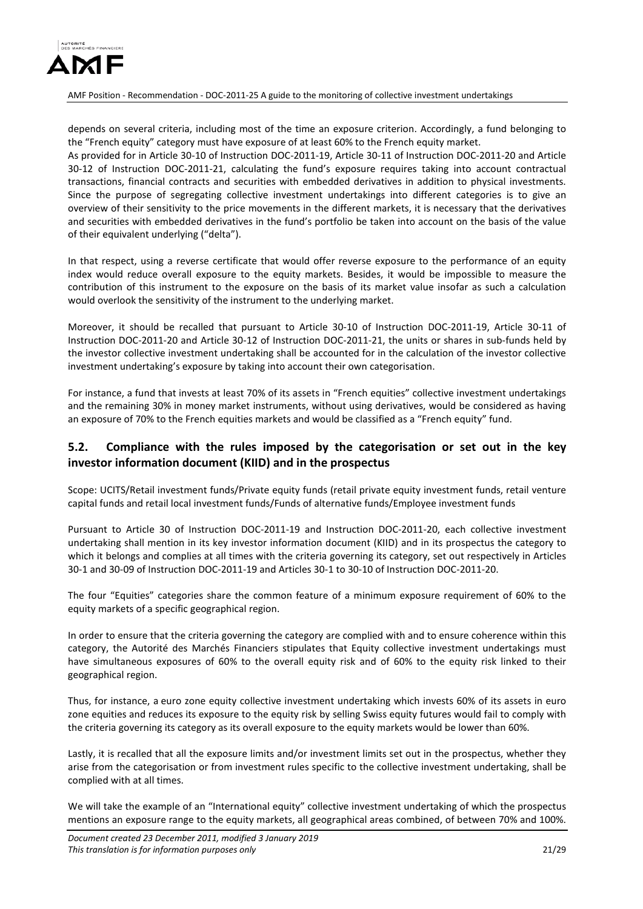depends on several criteria, including most of the time an exposure criterion. Accordingly, a fund belonging to the "French equity" category must have exposure of at least 60% to the French equity market.

As provided for in Article 30-10 of Instruction DOC-2011-19, Article 30-11 of Instruction DOC-2011-20 and Article 30-12 of Instruction DOC-2011-21, calculating the fund's exposure requires taking into account contractual transactions, financial contracts and securities with embedded derivatives in addition to physical investments. Since the purpose of segregating collective investment undertakings into different categories is to give an overview of their sensitivity to the price movements in the different markets, it is necessary that the derivatives and securities with embedded derivatives in the fund's portfolio be taken into account on the basis of the value of their equivalent underlying ("delta").

In that respect, using a reverse certificate that would offer reverse exposure to the performance of an equity index would reduce overall exposure to the equity markets. Besides, it would be impossible to measure the contribution of this instrument to the exposure on the basis of its market value insofar as such a calculation would overlook the sensitivity of the instrument to the underlying market.

Moreover, it should be recalled that pursuant to Article 30-10 of Instruction DOC-2011-19, Article 30-11 of Instruction DOC-2011-20 and Article 30-12 of Instruction DOC-2011-21, the units or shares in sub-funds held by the investor collective investment undertaking shall be accounted for in the calculation of the investor collective investment undertaking's exposure by taking into account their own categorisation.

For instance, a fund that invests at least 70% of its assets in "French equities" collective investment undertakings and the remaining 30% in money market instruments, without using derivatives, would be considered as having an exposure of 70% to the French equities markets and would be classified as a "French equity" fund.

## 5.2. Compliance with the rules imposed by the categorisation or set out in the key investor information document (KIID) and in the prospectus

Scope: UCITS/Retail investment funds/Private equity funds (retail private equity investment funds, retail venture capital funds and retail local investment funds/Funds of alternative funds/Employee investment funds

Pursuant to Article 30 of Instruction DOC-2011-19 and Instruction DOC-2011-20, each collective investment undertaking shall mention in its key investor information document (KIID) and in its prospectus the category to which it belongs and complies at all times with the criteria governing its category, set out respectively in Articles 30-1 and 30-09 of Instruction DOC-2011-19 and Articles 30-1 to 30-10 of Instruction DOC-2011-20.

The four "Equities" categories share the common feature of a minimum exposure requirement of 60% to the equity markets of a specific geographical region.

In order to ensure that the criteria governing the category are complied with and to ensure coherence within this category, the Autorité des Marchés Financiers stipulates that Equity collective investment undertakings must have simultaneous exposures of 60% to the overall equity risk and of 60% to the equity risk linked to their geographical region.

Thus, for instance, a euro zone equity collective investment undertaking which invests 60% of its assets in euro zone equities and reduces its exposure to the equity risk by selling Swiss equity futures would fail to comply with the criteria governing its category as its overall exposure to the equity markets would be lower than 60%.

Lastly, it is recalled that all the exposure limits and/or investment limits set out in the prospectus, whether they arise from the categorisation or from investment rules specific to the collective investment undertaking, shall be complied with at all times.

We will take the example of an "International equity" collective investment undertaking of which the prospectus mentions an exposure range to the equity markets, all geographical areas combined, of between 70% and 100%.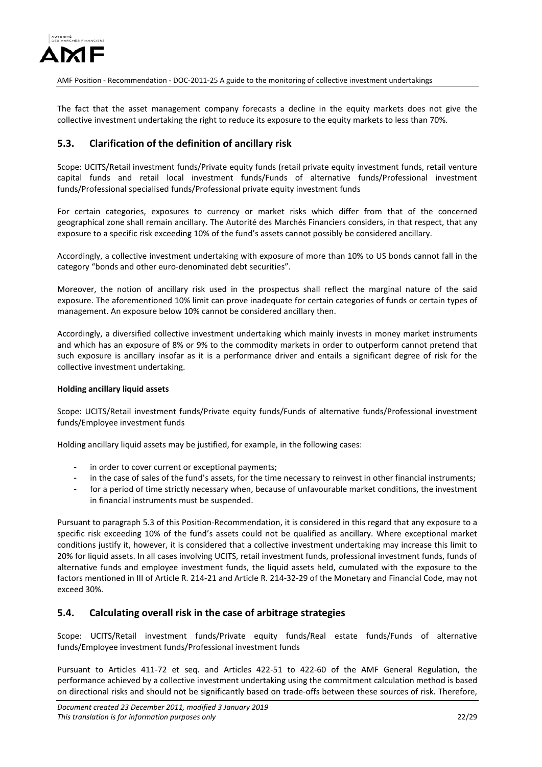The fact that the asset management company forecasts a decline in the equity markets does not give the collective investment undertaking the right to reduce its exposure to the equity markets to less than 70%.

## 5.3. Clarification of the definition of ancillary risk

Scope: UCITS/Retail investment funds/Private equity funds (retail private equity investment funds, retail venture capital funds and retail local investment funds/Funds of alternative funds/Professional investment funds/Professional specialised funds/Professional private equity investment funds

For certain categories, exposures to currency or market risks which differ from that of the concerned geographical zone shall remain ancillary. The Autorité des Marchés Financiers considers, in that respect, that any exposure to a specific risk exceeding 10% of the fund's assets cannot possibly be considered ancillary.

Accordingly, a collective investment undertaking with exposure of more than 10% to US bonds cannot fall in the category "bonds and other euro-denominated debt securities".

Moreover, the notion of ancillary risk used in the prospectus shall reflect the marginal nature of the said exposure. The aforementioned 10% limit can prove inadequate for certain categories of funds or certain types of management. An exposure below 10% cannot be considered ancillary then.

Accordingly, a diversified collective investment undertaking which mainly invests in money market instruments and which has an exposure of 8% or 9% to the commodity markets in order to outperform cannot pretend that such exposure is ancillary insofar as it is a performance driver and entails a significant degree of risk for the collective investment undertaking.

**Holding ancillary liquid assets**

Scope: UCITS/Retail investment funds/Private equity funds/Funds of alternative funds/Professional investment funds/Employee investment funds

Holding ancillary liquid assets may be justified, for example, in the following cases:

- in order to cover current or exceptional payments;
- in the case of sales of the fund's assets, for the time necessary to reinvest in other financial instruments;
- for a period of time strictly necessary when, because of unfavourable market conditions, the investment in financial instruments must be suspended.

Pursuant to paragraph 5.3 of this Position-Recommendation, it is considered in this regard that any exposure to a specific risk exceeding 10% of the fund's assets could not be qualified as ancillary. Where exceptional market conditions justify it, however, it is considered that a collective investment undertaking may increase this limit to 20% for liquid assets. In all cases involving UCITS, retail investment funds, professional investment funds, funds of alternative funds and employee investment funds, the liquid assets held, cumulated with the exposure to the factors mentioned in III of Article R. 214-21 and Article R. 214-32-29 of the Monetary and Financial Code, may not exceed 30%.

## 5.4. Calculating overall risk in the case of arbitrage strategies

Scope: UCITS/Retail investment funds/Private equity funds/Real estate funds/Funds of alternative funds/Employee investment funds/Professional investment funds

Pursuant to Articles 411-72 et seq. and Articles 422-51 to 422-60 of the AMF General Regulation, the performance achieved by a collective investment undertaking using the commitment calculation method is based on directional risks and should not be significantly based on trade-offs between these sources of risk. Therefore,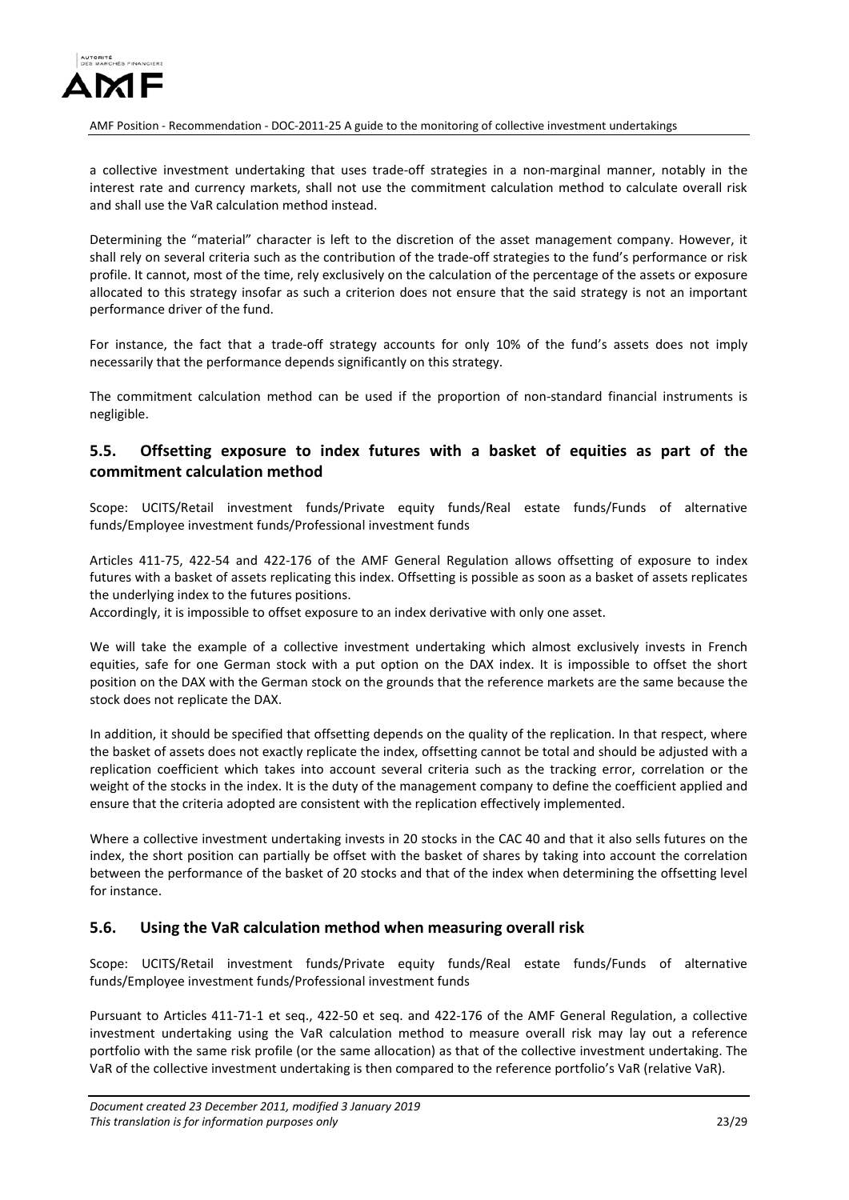a collective investment undertaking that uses trade-off strategies in a non-marginal manner, notably in the interest rate and currency markets, shall not use the commitment calculation method to calculate overall risk and shall use the VaR calculation method instead.

Determining the "material" character is left to the discretion of the asset management company. However, it shall rely on several criteria such as the contribution of the trade-off strategies to the fund's performance or risk profile. It cannot, most of the time, rely exclusively on the calculation of the percentage of the assets or exposure allocated to this strategy insofar as such a criterion does not ensure that the said strategy is not an important performance driver of the fund.

For instance, the fact that a trade-off strategy accounts for only 10% of the fund's assets does not imply necessarily that the performance depends significantly on this strategy.

The commitment calculation method can be used if the proportion of non-standard financial instruments is negligible.

## 5.5. Offsetting exposure to index futures with a basket of equities as part of the commitment calculation method

Scope: UCITS/Retail investment funds/Private equity funds/Real estate funds/Funds of alternative funds/Employee investment funds/Professional investment funds

Articles 411-75, 422-54 and 422-176 of the AMF General Regulation allows offsetting of exposure to index futures with a basket of assets replicating this index. Offsetting is possible as soon as a basket of assets replicates the underlying index to the futures positions.

Accordingly, it is impossible to offset exposure to an index derivative with only one asset.

We will take the example of a collective investment undertaking which almost exclusively invests in French equities, safe for one German stock with a put option on the DAX index. It is impossible to offset the short position on the DAX with the German stock on the grounds that the reference markets are the same because the stock does not replicate the DAX.

In addition, it should be specified that offsetting depends on the quality of the replication. In that respect, where the basket of assets does not exactly replicate the index, offsetting cannot be total and should be adjusted with a replication coefficient which takes into account several criteria such as the tracking error, correlation or the weight of the stocks in the index. It is the duty of the management company to define the coefficient applied and ensure that the criteria adopted are consistent with the replication effectively implemented.

Where a collective investment undertaking invests in 20 stocks in the CAC 40 and that it also sells futures on the index, the short position can partially be offset with the basket of shares by taking into account the correlation between the performance of the basket of 20 stocks and that of the index when determining the offsetting level for instance.

## 5.6. Using the VaR calculation method when measuring overall risk

Scope: UCITS/Retail investment funds/Private equity funds/Real estate funds/Funds of alternative funds/Employee investment funds/Professional investment funds

Pursuant to Articles 411-71-1 et seq., 422-50 et seq. and 422-176 of the AMF General Regulation, a collective investment undertaking using the VaR calculation method to measure overall risk may lay out a reference portfolio with the same risk profile (or the same allocation) as that of the collective investment undertaking. The VaR of the collective investment undertaking is then compared to the reference portfolio's VaR (relative VaR).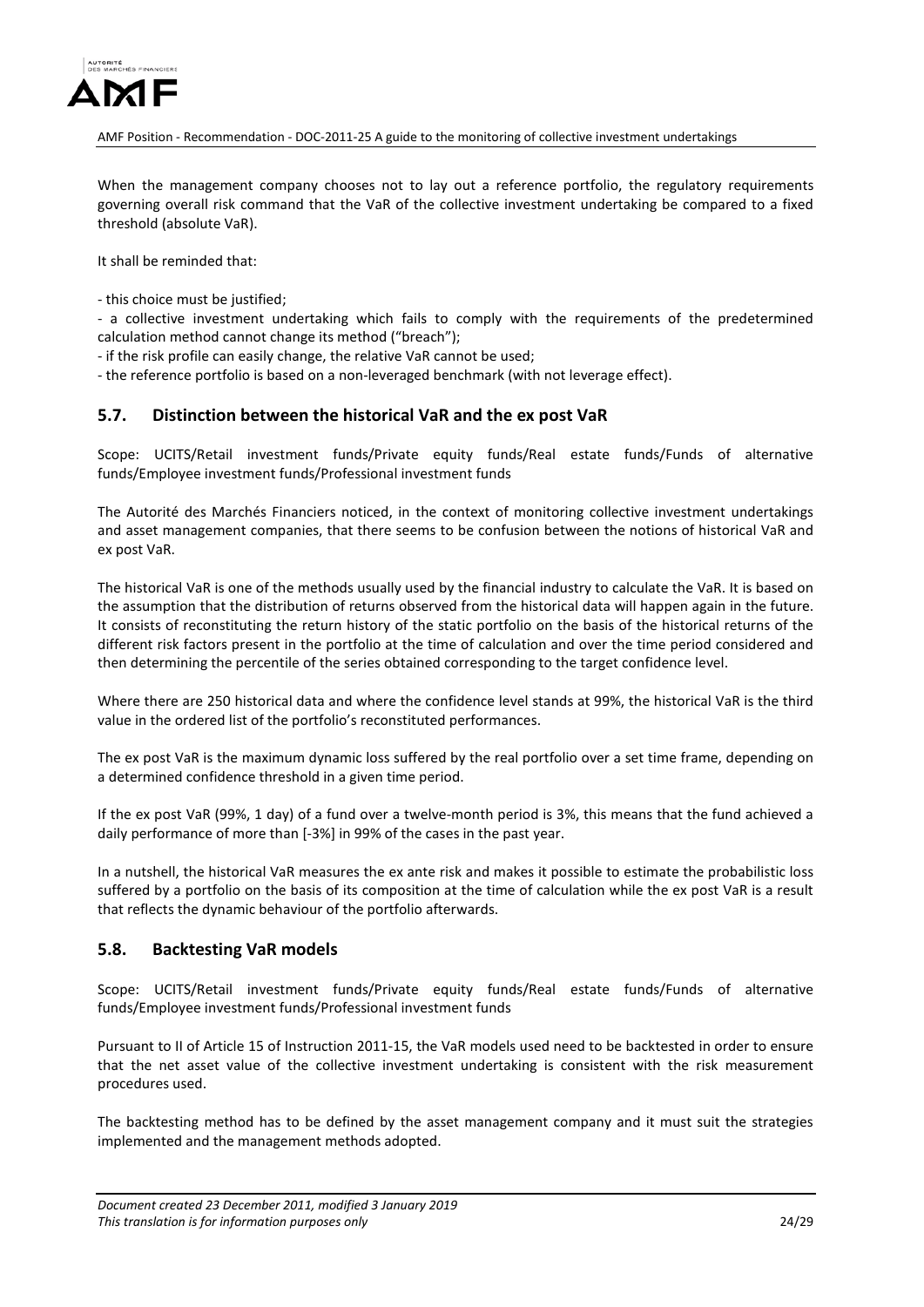When the management company chooses not to lay out a reference portfolio, the regulatory requirements governing overall risk command that the VaR of the collective investment undertaking be compared to a fixed threshold (absolute VaR).

It shall be reminded that:

- this choice must be justified;
- a collective investment undertaking which fails to comply with the requirements of the predetermined calculation method cannot change its method ("breach");
- if the risk profile can easily change, the relative VaR cannot be used;
- the reference portfolio is based on a non-leveraged benchmark (with not leverage effect).

## 5.7. Distinction between the historical VaR and the ex post VaR

Scope: UCITS/Retail investment funds/Private equity funds/Real estate funds/Funds of alternative funds/Employee investment funds/Professional investment funds

The Autorité des Marchés Financiers noticed, in the context of monitoring collective investment undertakings and asset management companies, that there seems to be confusion between the notions of historical VaR and ex post VaR.

The historical VaR is one of the methods usually used by the financial industry to calculate the VaR. It is based on the assumption that the distribution of returns observed from the historical data will happen again in the future. It consists of reconstituting the return history of the static portfolio on the basis of the historical returns of the different risk factors present in the portfolio at the time of calculation and over the time period considered and then determining the percentile of the series obtained corresponding to the target confidence level.

Where there are 250 historical data and where the confidence level stands at 99%, the historical VaR is the third value in the ordered list of the portfolio's reconstituted performances.

The ex post VaR is the maximum dynamic loss suffered by the real portfolio over a set time frame, depending on a determined confidence threshold in a given time period.

If the ex post VaR (99%, 1 day) of a fund over a twelve-month period is 3%, this means that the fund achieved a daily performance of more than [-3%] in 99% of the cases in the past year.

In a nutshell, the historical VaR measures the ex ante risk and makes it possible to estimate the probabilistic loss suffered by a portfolio on the basis of its composition at the time of calculation while the ex post VaR is a result that reflects the dynamic behaviour of the portfolio afterwards.

## 5.8. Backtesting VaR models

Scope: UCITS/Retail investment funds/Private equity funds/Real estate funds/Funds of alternative funds/Employee investment funds/Professional investment funds

Pursuant to II of Article 15 of Instruction 2011-15, the VaR models used need to be backtested in order to ensure that the net asset value of the collective investment undertaking is consistent with the risk measurement procedures used.

The backtesting method has to be defined by the asset management company and it must suit the strategies implemented and the management methods adopted.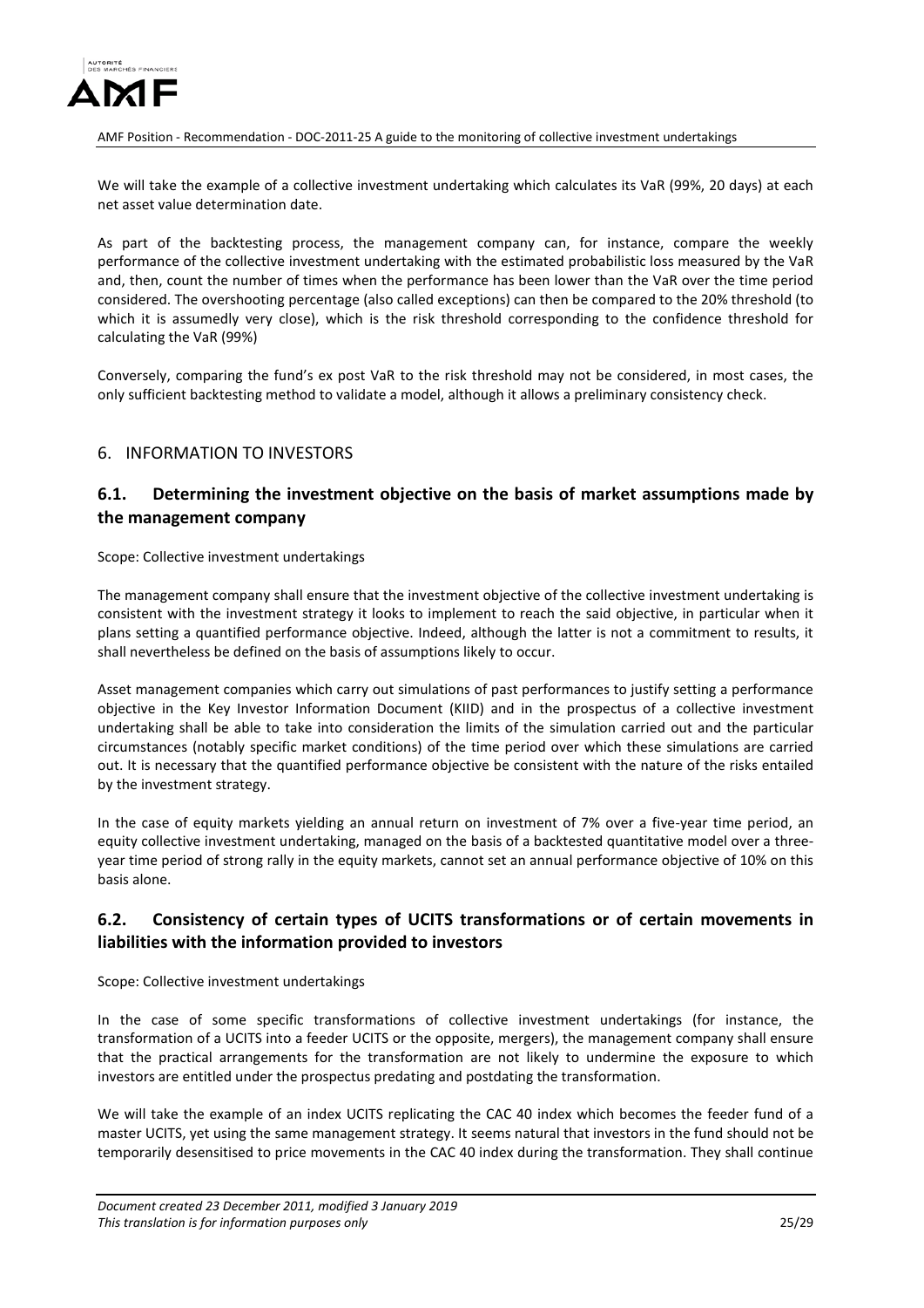We will take the example of a collective investment undertaking which calculates its VaR (99%, 20 days) at each net asset value determination date.

As part of the backtesting process, the management company can, for instance, compare the weekly performance of the collective investment undertaking with the estimated probabilistic loss measured by the VaR and, then, count the number of times when the performance has been lower than the VaR over the time period considered. The overshooting percentage (also called exceptions) can then be compared to the 20% threshold (to which it is assumedly very close), which is the risk threshold corresponding to the confidence threshold for calculating the VaR (99%)

Conversely, comparing the fund's ex post VaR to the risk threshold may not be considered, in most cases, the only sufficient backtesting method to validate a model, although it allows a preliminary consistency check.

## 6. INFORMATION TO INVESTORS

### 6.1. Determining the investment objective on the basis of market assumptions made by the management company

Scope: Collective investment undertakings

The management company shall ensure that the investment objective of the collective investment undertaking is consistent with the investment strategy it looks to implement to reach the said objective, in particular when it plans setting a quantified performance objective. Indeed, although the latter is not a commitment to results, it shall nevertheless be defined on the basis of assumptions likely to occur.

Asset management companies which carry out simulations of past performances to justify setting a performance objective in the Key Investor Information Document (KIID) and in the prospectus of a collective investment undertaking shall be able to take into consideration the limits of the simulation carried out and the particular circumstances (notably specific market conditions) of the time period over which these simulations are carried out. It is necessary that the quantified performance objective be consistent with the nature of the risks entailed by the investment strategy.

In the case of equity markets yielding an annual return on investment of 7% over a five-year time period, an equity collective investment undertaking, managed on the basis of a backtested quantitative model over a three-year time period of strong rally in the equity markets, cannot set an annual performance objective of 10% on this basis alone.

### 6.2. Consistency of certain types of UCITS transformations or of certain movements in liabilities with the information provided to investors

Scope: Collective investment undertakings

In the case of some specific transformations of collective investment undertakings (for instance, the transformation of a UCITS into a feeder UCITS or the opposite, mergers), the management company shall ensure that the practical arrangements for the transformation are not likely to undermine the exposure to which investors are entitled under the prospectus predating and postdating the transformation.

We will take the example of an index UCITS replicating the CAC 40 index which becomes the feeder fund of a master UCITS, yet using the same management strategy. It seems natural that investors in the fund should not be temporarily desensitised to price movements in the CAC 40 index during the transformation. They shall continue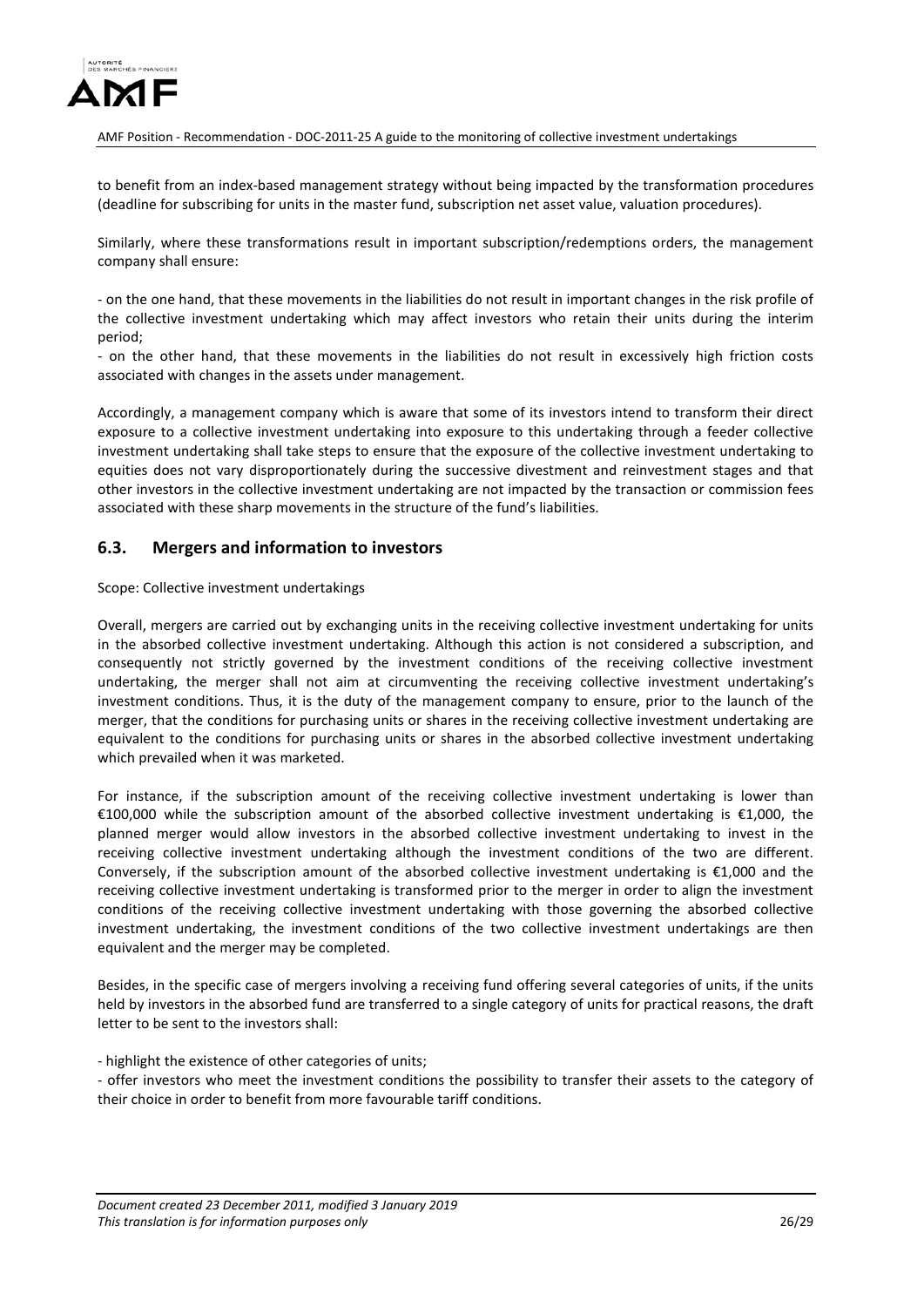to benefit from an index-based management strategy without being impacted by the transformation procedures (deadline for subscribing for units in the master fund, subscription net asset value, valuation procedures).

Similarly, where these transformations result in important subscription/redemptions orders, the management company shall ensure:

- on the one hand, that these movements in the liabilities do not result in important changes in the risk profile of the collective investment undertaking which may affect investors who retain their units during the interim period;
- on the other hand, that these movements in the liabilities do not result in excessively high friction costs associated with changes in the assets under management.

Accordingly, a management company which is aware that some of its investors intend to transform their direct exposure to a collective investment undertaking into exposure to this undertaking through a feeder collective investment undertaking shall take steps to ensure that the exposure of the collective investment undertaking to equities does not vary disproportionately during the successive divestment and reinvestment stages and that other investors in the collective investment undertaking are not impacted by the transaction or commission fees associated with these sharp movements in the structure of the fund's liabilities.

## 6.3. Mergers and information to investors

Scope: Collective investment undertakings

Overall, mergers are carried out by exchanging units in the receiving collective investment undertaking for units in the absorbed collective investment undertaking. Although this action is not considered a subscription, and consequently not strictly governed by the investment conditions of the receiving collective investment undertaking, the merger shall not aim at circumventing the receiving collective investment undertaking's investment conditions. Thus, it is the duty of the management company to ensure, prior to the launch of the merger, that the conditions for purchasing units or shares in the receiving collective investment undertaking are equivalent to the conditions for purchasing units or shares in the absorbed collective investment undertaking which prevailed when it was marketed.

For instance, if the subscription amount of the receiving collective investment undertaking is lower than €100,000 while the subscription amount of the absorbed collective investment undertaking is €1,000, the planned merger would allow investors in the absorbed collective investment undertaking to invest in the receiving collective investment undertaking although the investment conditions of the two are different. Conversely, if the subscription amount of the absorbed collective investment undertaking is €1,000 and the receiving collective investment undertaking is transformed prior to the merger in order to align the investment conditions of the receiving collective investment undertaking with those governing the absorbed collective investment undertaking, the investment conditions of the two collective investment undertakings are then equivalent and the merger may be completed.

Besides, in the specific case of mergers involving a receiving fund offering several categories of units, if the units held by investors in the absorbed fund are transferred to a single category of units for practical reasons, the draft letter to be sent to the investors shall:

- highlight the existence of other categories of units;
- offer investors who meet the investment conditions the possibility to transfer their assets to the category of their choice in order to benefit from more favourable tariff conditions.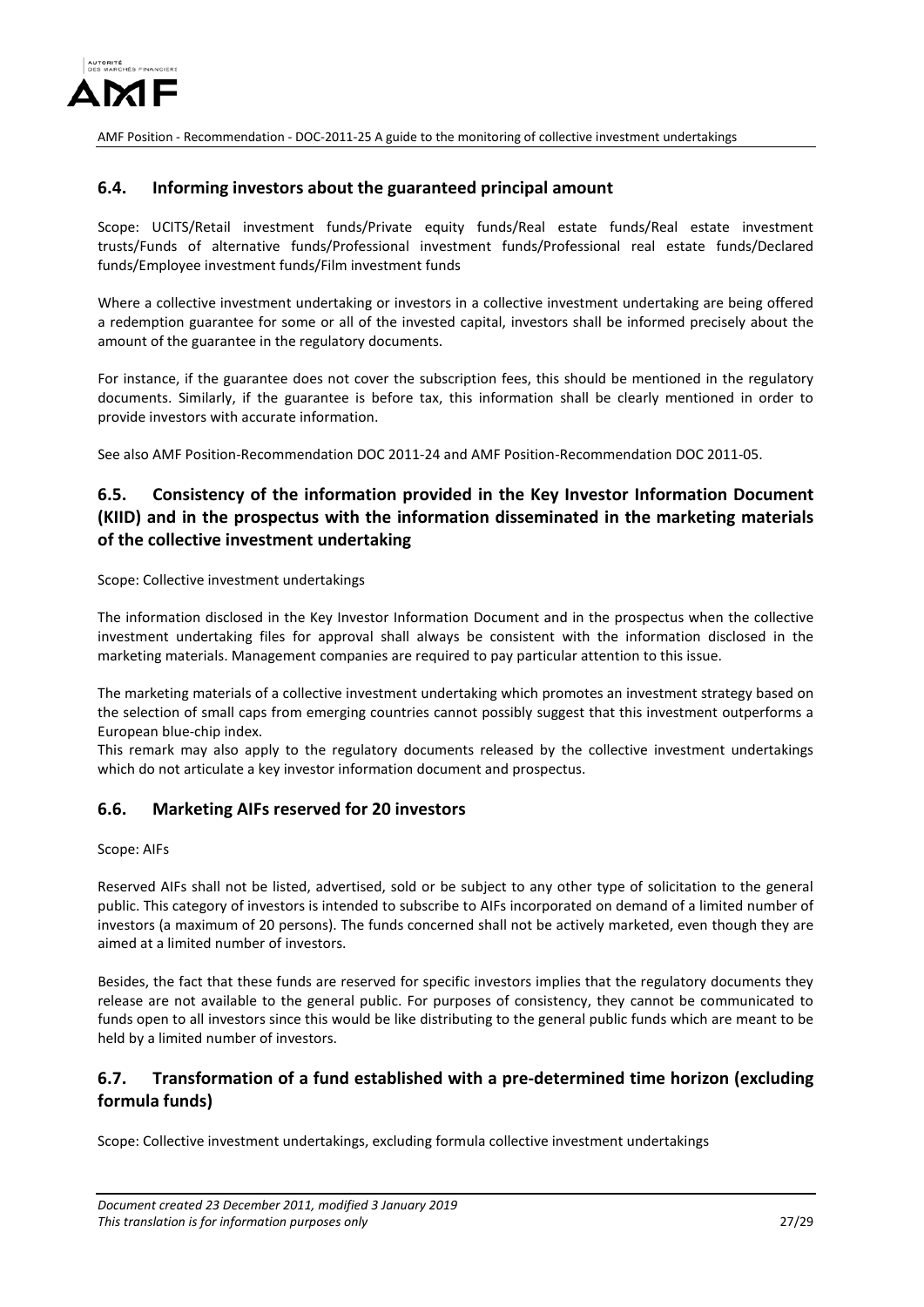## 6.4. Informing investors about the guaranteed principal amount

Scope: UCITS/Retail investment funds/Private equity funds/Real estate funds/Real estate investment trusts/Funds of alternative funds/Professional investment funds/Professional real estate funds/Declared funds/Employee investment funds/Film investment funds

Where a collective investment undertaking or investors in a collective investment undertaking are being offered a redemption guarantee for some or all of the invested capital, investors shall be informed precisely about the amount of the guarantee in the regulatory documents.

For instance, if the guarantee does not cover the subscription fees, this should be mentioned in the regulatory documents. Similarly, if the guarantee is before tax, this information shall be clearly mentioned in order to provide investors with accurate information.

See also AMF Position-Recommendation DOC 2011-24 and AMF Position-Recommendation DOC 2011-05.

## 6.5. Consistency of the information provided in the Key Investor Information Document (KIID) and in the prospectus with the information disseminated in the marketing materials of the collective investment undertaking

Scope: Collective investment undertakings

The information disclosed in the Key Investor Information Document and in the prospectus when the collective investment undertaking files for approval shall always be consistent with the information disclosed in the marketing materials. Management companies are required to pay particular attention to this issue.

The marketing materials of a collective investment undertaking which promotes an investment strategy based on the selection of small caps from emerging countries cannot possibly suggest that this investment outperforms a European blue-chip index.
This remark may also apply to the regulatory documents released by the collective investment undertakings which do not articulate a key investor information document and prospectus.

## 6.6. Marketing AIFs reserved for 20 investors

Scope: AIFs

Reserved AIFs shall not be listed, advertised, sold or be subject to any other type of solicitation to the general public. This category of investors is intended to subscribe to AIFs incorporated on demand of a limited number of investors (a maximum of 20 persons). The funds concerned shall not be actively marketed, even though they are aimed at a limited number of investors.

Besides, the fact that these funds are reserved for specific investors implies that the regulatory documents they release are not available to the general public. For purposes of consistency, they cannot be communicated to funds open to all investors since this would be like distributing to the general public funds which are meant to be held by a limited number of investors.

## 6.7. Transformation of a fund established with a pre-determined time horizon (excluding formula funds)

Scope: Collective investment undertakings, excluding formula collective investment undertakings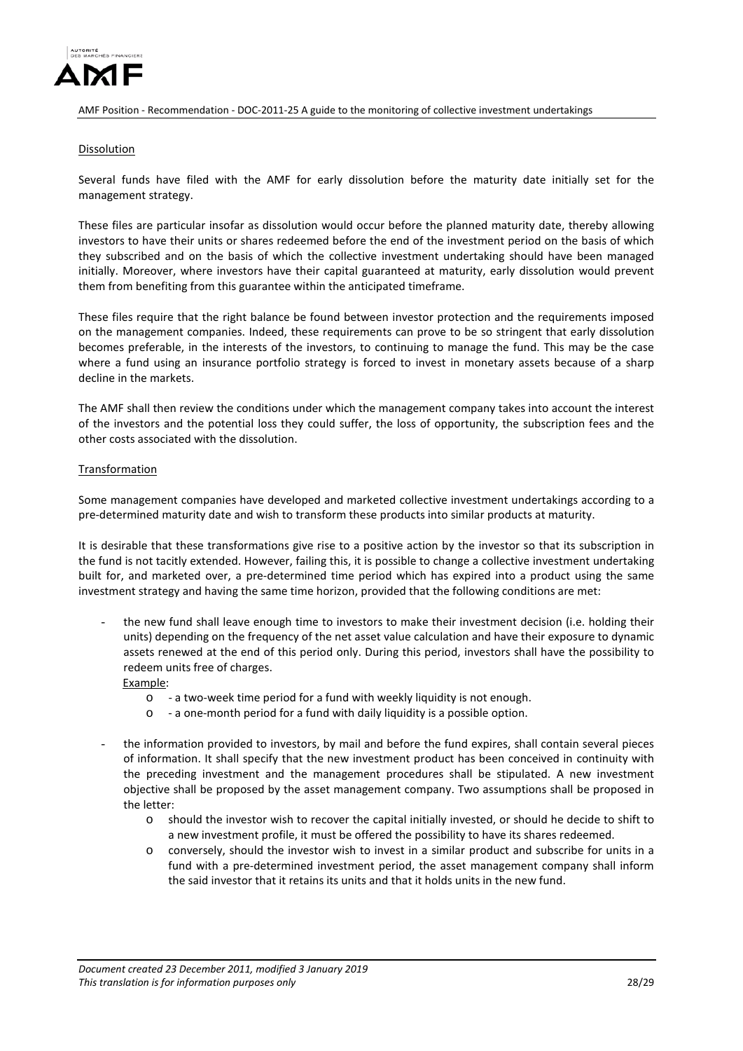Dissolution

Several funds have filed with the AMF for early dissolution before the maturity date initially set for the management strategy.

These files are particular insofar as dissolution would occur before the planned maturity date, thereby allowing investors to have their units or shares redeemed before the end of the investment period on the basis of which they subscribed and on the basis of which the collective investment undertaking should have been managed initially. Moreover, where investors have their capital guaranteed at maturity, early dissolution would prevent them from benefiting from this guarantee within the anticipated timeframe.

These files require that the right balance be found between investor protection and the requirements imposed on the management companies. Indeed, these requirements can prove to be so stringent that early dissolution becomes preferable, in the interests of the investors, to continuing to manage the fund. This may be the case where a fund using an insurance portfolio strategy is forced to invest in monetary assets because of a sharp decline in the markets.

The AMF shall then review the conditions under which the management company takes into account the interest of the investors and the potential loss they could suffer, the loss of opportunity, the subscription fees and the other costs associated with the dissolution.

Transformation

Some management companies have developed and marketed collective investment undertakings according to a pre-determined maturity date and wish to transform these products into similar products at maturity.

It is desirable that these transformations give rise to a positive action by the investor so that its subscription in the fund is not tacitly extended. However, failing this, it is possible to change a collective investment undertaking built for, and marketed over, a pre-determined time period which has expired into a product using the same investment strategy and having the same time horizon, provided that the following conditions are met:

- the new fund shall leave enough time to investors to make their investment decision (i.e. holding their units) depending on the frequency of the net asset value calculation and have their exposure to dynamic assets renewed at the end of this period only. During this period, investors shall have the possibility to redeem units free of charges.

  Example:
  - - a two-week time period for a fund with weekly liquidity is not enough.
  - - a one-month period for a fund with daily liquidity is a possible option.

- the information provided to investors, by mail and before the fund expires, shall contain several pieces of information. It shall specify that the new investment product has been conceived in continuity with the preceding investment and the management procedures shall be stipulated. A new investment objective shall be proposed by the asset management company. Two assumptions shall be proposed in the letter:
  - should the investor wish to recover the capital initially invested, or should he decide to shift to a new investment profile, it must be offered the possibility to have its shares redeemed.
  - conversely, should the investor wish to invest in a similar product and subscribe for units in a fund with a pre-determined investment period, the asset management company shall inform the said investor that it retains its units and that it holds units in the new fund.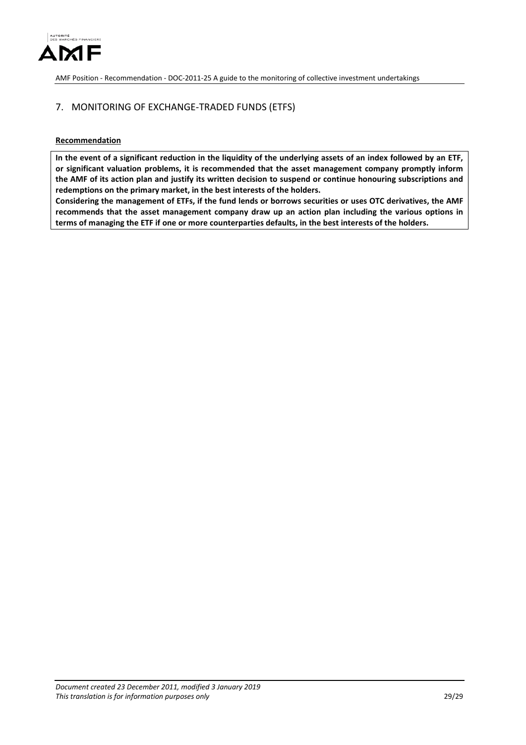## 7. MONITORING OF EXCHANGE-TRADED FUNDS (ETFS)

**Recommendation**

**In the event of a significant reduction in the liquidity of the underlying assets of an index followed by an ETF, or significant valuation problems, it is recommended that the asset management company promptly inform the AMF of its action plan and justify its written decision to suspend or continue honouring subscriptions and redemptions on the primary market, in the best interests of the holders.**

**Considering the management of ETFs, if the fund lends or borrows securities or uses OTC derivatives, the AMF recommends that the asset management company draw up an action plan including the various options in terms of managing the ETF if one or more counterparties defaults, in the best interests of the holders.**